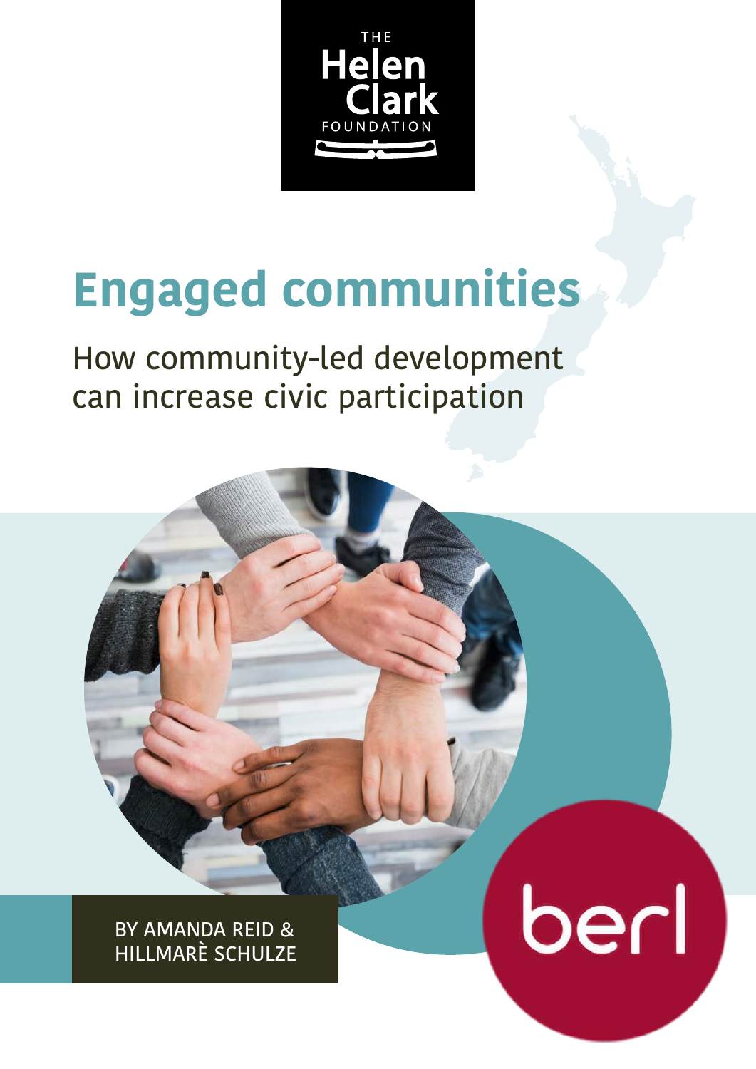THE Helen Clark FOUNDATION

# Engaged communities

## How community-led development can increase civic participation

BY AMANDA REID & HILLMARÈ SCHULZE

berl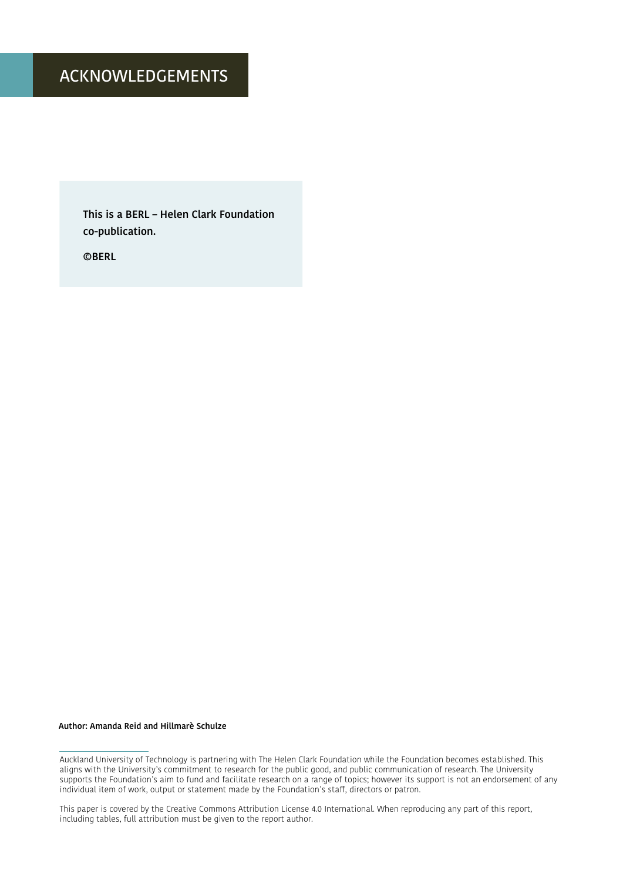# ACKNOWLEDGEMENTS

**This is a BERL – Helen Clark Foundation co-publication.**

**©BERL**

**Author: Amanda Reid and Hillmarè Schulze**

---

Auckland University of Technology is partnering with The Helen Clark Foundation while the Foundation becomes established. This aligns with the University's commitment to research for the public good, and public communication of research. The University supports the Foundation's aim to fund and facilitate research on a range of topics; however its support is not an endorsement of any individual item of work, output or statement made by the Foundation's staff, directors or patron.

This paper is covered by the Creative Commons Attribution License 4.0 International. When reproducing any part of this report, including tables, full attribution must be given to the report author.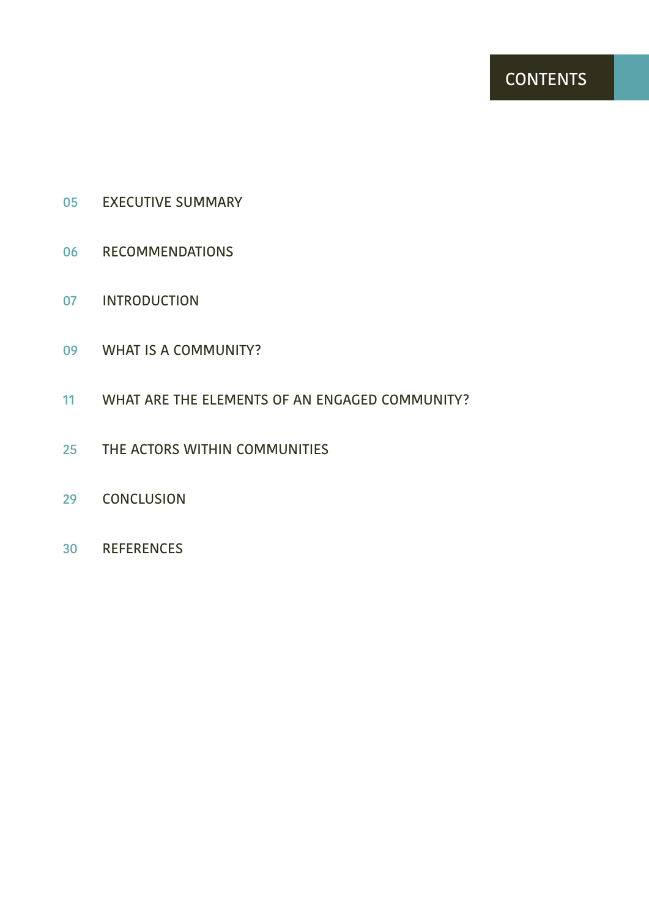# CONTENTS

| | |
|---|---|
| 05 | EXECUTIVE SUMMARY |
| 06 | RECOMMENDATIONS |
| 07 | INTRODUCTION |
| 09 | WHAT IS A COMMUNITY? |
| 11 | WHAT ARE THE ELEMENTS OF AN ENGAGED COMMUNITY? |
| 25 | THE ACTORS WITHIN COMMUNITIES |
| 29 | CONCLUSION |
| 30 | REFERENCES |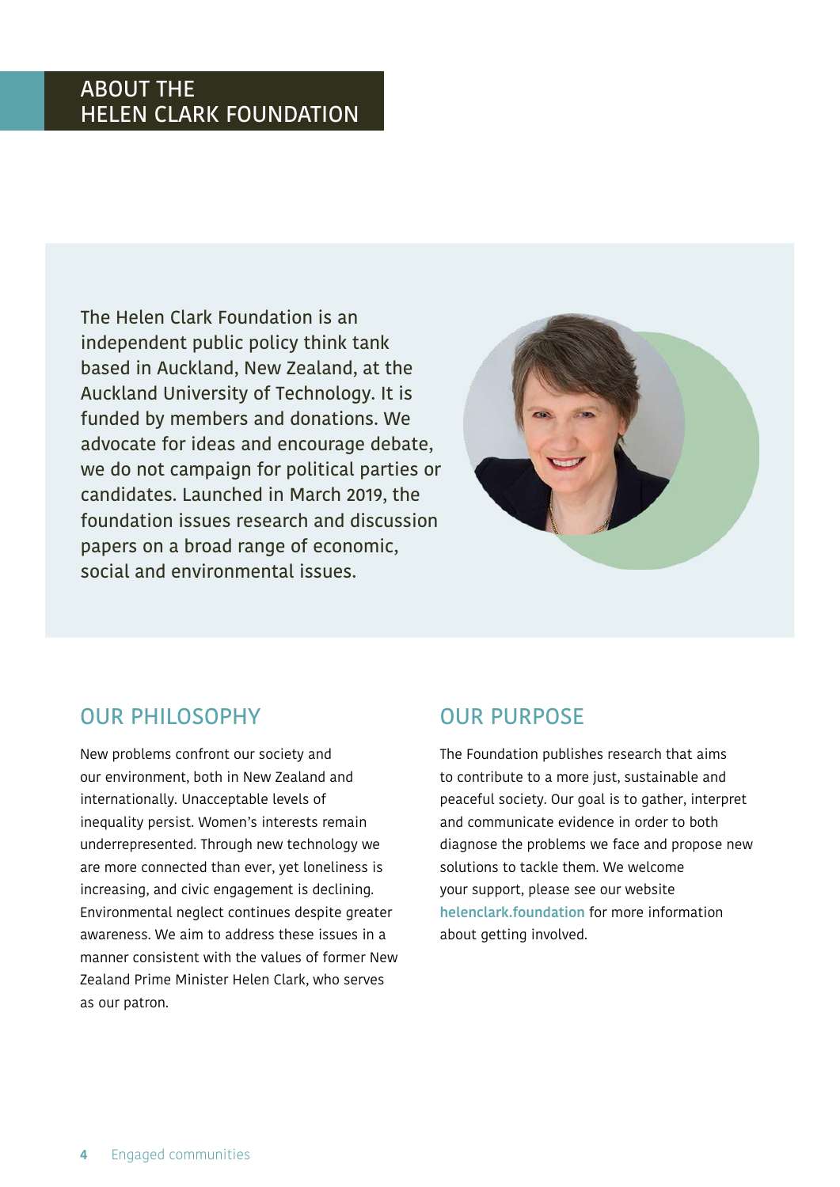# ABOUT THE HELEN CLARK FOUNDATION

The Helen Clark Foundation is an independent public policy think tank based in Auckland, New Zealand, at the Auckland University of Technology. It is funded by members and donations. We advocate for ideas and encourage debate, we do not campaign for political parties or candidates. Launched in March 2019, the foundation issues research and discussion papers on a broad range of economic, social and environmental issues.

## OUR PHILOSOPHY

New problems confront our society and our environment, both in New Zealand and internationally. Unacceptable levels of inequality persist. Women's interests remain underrepresented. Through new technology we are more connected than ever, yet loneliness is increasing, and civic engagement is declining. Environmental neglect continues despite greater awareness. We aim to address these issues in a manner consistent with the values of former New Zealand Prime Minister Helen Clark, who serves as our patron.

## OUR PURPOSE

The Foundation publishes research that aims to contribute to a more just, sustainable and peaceful society. Our goal is to gather, interpret and communicate evidence in order to both diagnose the problems we face and propose new solutions to tackle them. We welcome your support, please see our website **helenclark.foundation** for more information about getting involved.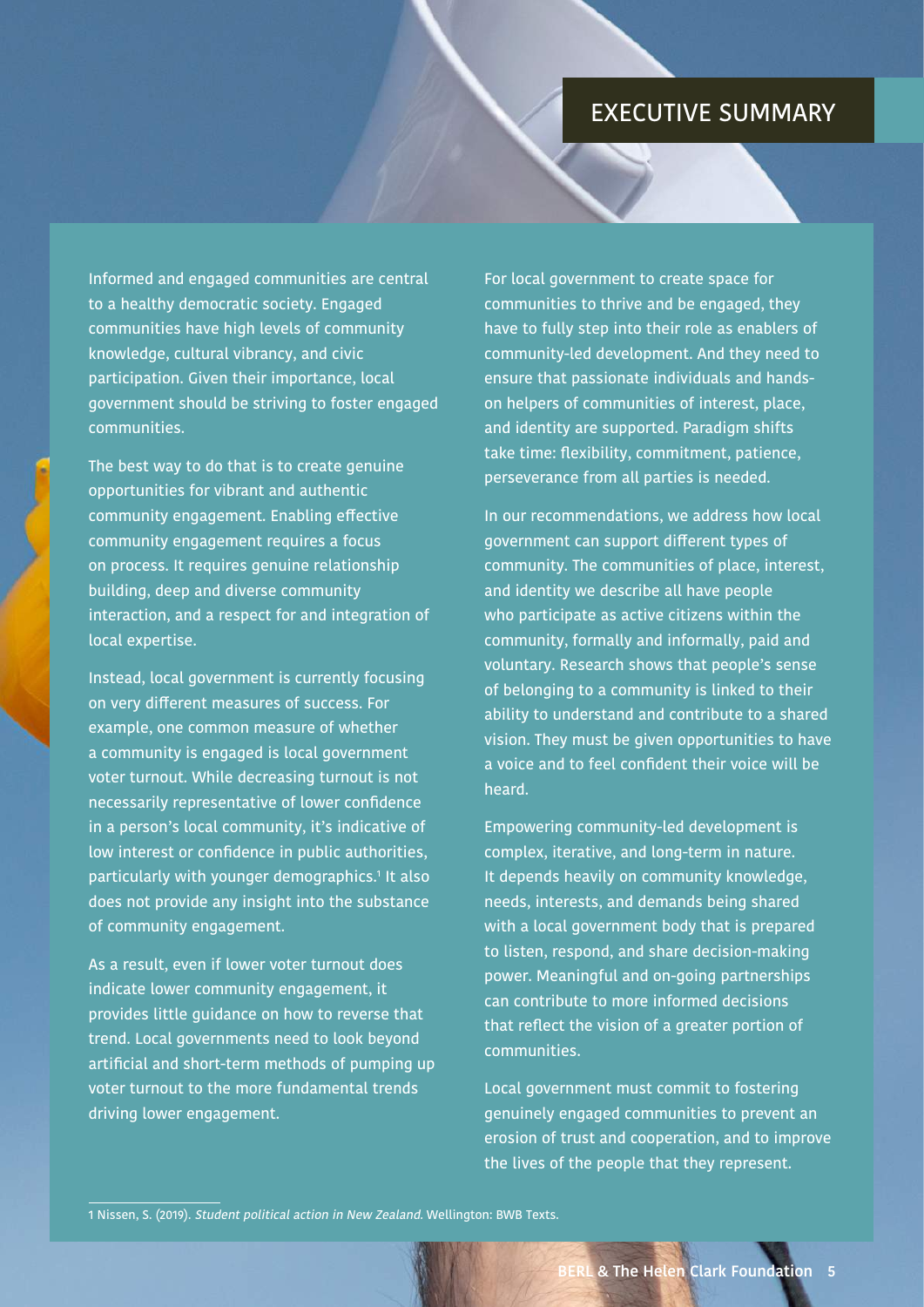# EXECUTIVE SUMMARY

Informed and engaged communities are central to a healthy democratic society. Engaged communities have high levels of community knowledge, cultural vibrancy, and civic participation. Given their importance, local government should be striving to foster engaged communities.

The best way to do that is to create genuine opportunities for vibrant and authentic community engagement. Enabling effective community engagement requires a focus on process. It requires genuine relationship building, deep and diverse community interaction, and a respect for and integration of local expertise.

Instead, local government is currently focusing on very different measures of success. For example, one common measure of whether a community is engaged is local government voter turnout. While decreasing turnout is not necessarily representative of lower confidence in a person's local community, it's indicative of low interest or confidence in public authorities, particularly with younger demographics.[1] It also does not provide any insight into the substance of community engagement.

As a result, even if lower voter turnout does indicate lower community engagement, it provides little guidance on how to reverse that trend. Local governments need to look beyond artificial and short-term methods of pumping up voter turnout to the more fundamental trends driving lower engagement.

For local government to create space for communities to thrive and be engaged, they have to fully step into their role as enablers of community-led development. And they need to ensure that passionate individuals and hands-on helpers of communities of interest, place, and identity are supported. Paradigm shifts take time: flexibility, commitment, patience, perseverance from all parties is needed.

In our recommendations, we address how local government can support different types of community. The communities of place, interest, and identity we describe all have people who participate as active citizens within the community, formally and informally, paid and voluntary. Research shows that people's sense of belonging to a community is linked to their ability to understand and contribute to a shared vision. They must be given opportunities to have a voice and to feel confident their voice will be heard.

Empowering community-led development is complex, iterative, and long-term in nature. It depends heavily on community knowledge, needs, interests, and demands being shared with a local government body that is prepared to listen, respond, and share decision-making power. Meaningful and on-going partnerships can contribute to more informed decisions that reflect the vision of a greater portion of communities.

Local government must commit to fostering genuinely engaged communities to prevent an erosion of trust and cooperation, and to improve the lives of the people that they represent.

---

1 Nissen, S. (2019). *Student political action in New Zealand.* Wellington: BWB Texts.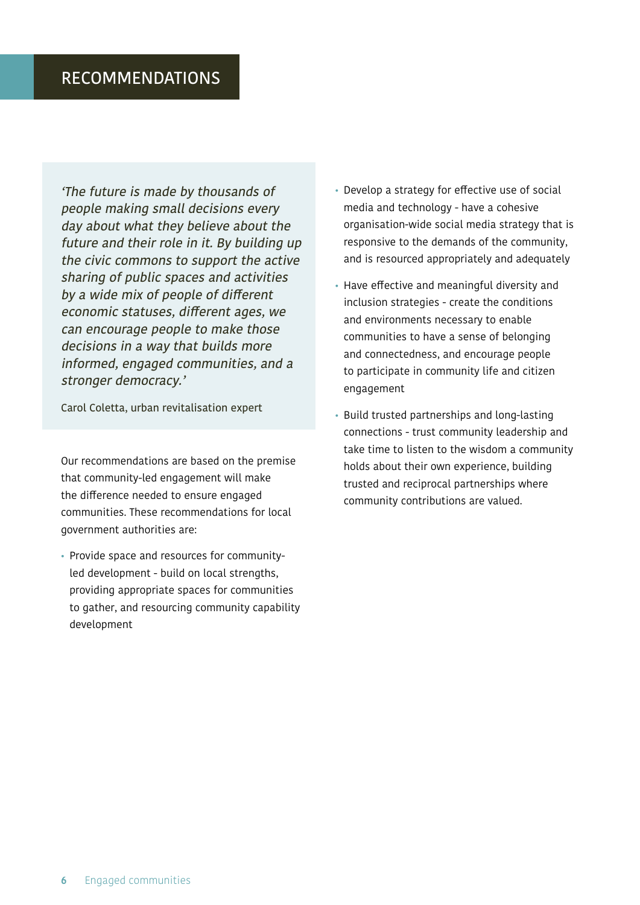# RECOMMENDATIONS

> *'The future is made by thousands of people making small decisions every day about what they believe about the future and their role in it. By building up the civic commons to support the active sharing of public spaces and activities by a wide mix of people of different economic statuses, different ages, we can encourage people to make those decisions in a way that builds more informed, engaged communities, and a stronger democracy.'*
>
> Carol Coletta, urban revitalisation expert

Our recommendations are based on the premise that community-led engagement will make the difference needed to ensure engaged communities. These recommendations for local government authorities are:

- Provide space and resources for community-led development - build on local strengths, providing appropriate spaces for communities to gather, and resourcing community capability development
- Develop a strategy for effective use of social media and technology - have a cohesive organisation-wide social media strategy that is responsive to the demands of the community, and is resourced appropriately and adequately
- Have effective and meaningful diversity and inclusion strategies - create the conditions and environments necessary to enable communities to have a sense of belonging and connectedness, and encourage people to participate in community life and citizen engagement
- Build trusted partnerships and long-lasting connections - trust community leadership and take time to listen to the wisdom a community holds about their own experience, building trusted and reciprocal partnerships where community contributions are valued.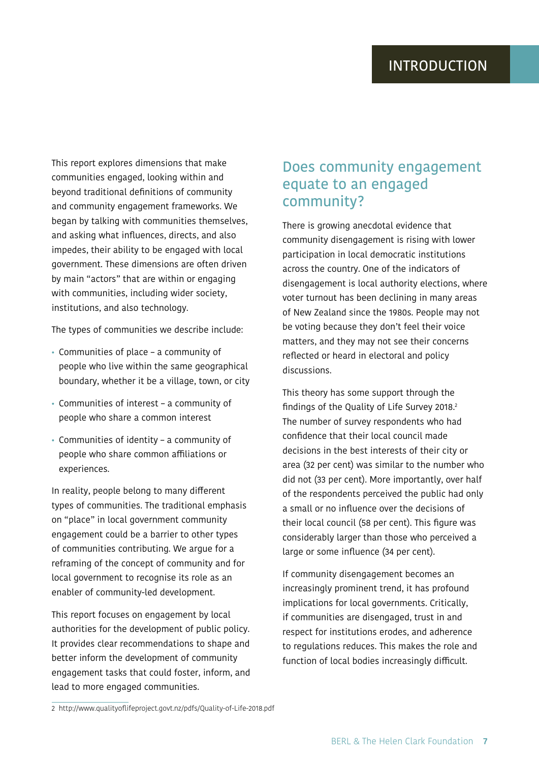# INTRODUCTION

This report explores dimensions that make communities engaged, looking within and beyond traditional definitions of community and community engagement frameworks. We began by talking with communities themselves, and asking what influences, directs, and also impedes, their ability to be engaged with local government. These dimensions are often driven by main "actors" that are within or engaging with communities, including wider society, institutions, and also technology.

The types of communities we describe include:

- Communities of place – a community of people who live within the same geographical boundary, whether it be a village, town, or city
- Communities of interest – a community of people who share a common interest
- Communities of identity – a community of people who share common affiliations or experiences.

In reality, people belong to many different types of communities. The traditional emphasis on "place" in local government community engagement could be a barrier to other types of communities contributing. We argue for a reframing of the concept of community and for local government to recognise its role as an enabler of community-led development.

This report focuses on engagement by local authorities for the development of public policy. It provides clear recommendations to shape and better inform the development of community engagement tasks that could foster, inform, and lead to more engaged communities.

## Does community engagement equate to an engaged community?

There is growing anecdotal evidence that community disengagement is rising with lower participation in local democratic institutions across the country. One of the indicators of disengagement is local authority elections, where voter turnout has been declining in many areas of New Zealand since the 1980s. People may not be voting because they don't feel their voice matters, and they may not see their concerns reflected or heard in electoral and policy discussions.

This theory has some support through the findings of the Quality of Life Survey 2018.[2] The number of survey respondents who had confidence that their local council made decisions in the best interests of their city or area (32 per cent) was similar to the number who did not (33 per cent). More importantly, over half of the respondents perceived the public had only a small or no influence over the decisions of their local council (58 per cent). This figure was considerably larger than those who perceived a large or some influence (34 per cent).

If community disengagement becomes an increasingly prominent trend, it has profound implications for local governments. Critically, if communities are disengaged, trust in and respect for institutions erodes, and adherence to regulations reduces. This makes the role and function of local bodies increasingly difficult.

2 http://www.qualityoflifeproject.govt.nz/pdfs/Quality-of-Life-2018.pdf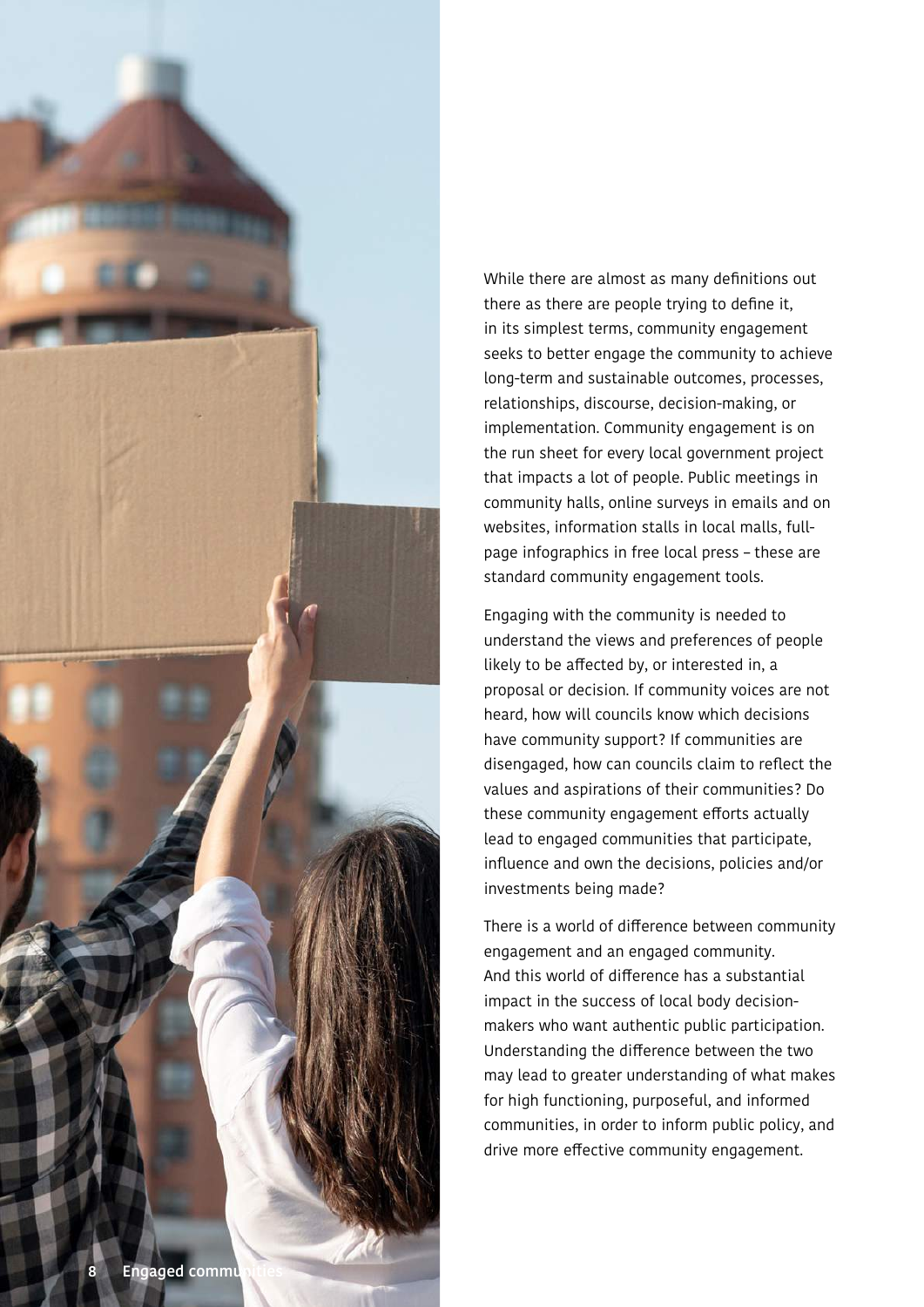While there are almost as many definitions out there as there are people trying to define it, in its simplest terms, community engagement seeks to better engage the community to achieve long-term and sustainable outcomes, processes, relationships, discourse, decision-making, or implementation. Community engagement is on the run sheet for every local government project that impacts a lot of people. Public meetings in community halls, online surveys in emails and on websites, information stalls in local malls, full-page infographics in free local press – these are standard community engagement tools.

Engaging with the community is needed to understand the views and preferences of people likely to be affected by, or interested in, a proposal or decision. If community voices are not heard, how will councils know which decisions have community support? If communities are disengaged, how can councils claim to reflect the values and aspirations of their communities? Do these community engagement efforts actually lead to engaged communities that participate, influence and own the decisions, policies and/or investments being made?

There is a world of difference between community engagement and an engaged community. And this world of difference has a substantial impact in the success of local body decision-makers who want authentic public participation. Understanding the difference between the two may lead to greater understanding of what makes for high functioning, purposeful, and informed communities, in order to inform public policy, and drive more effective community engagement.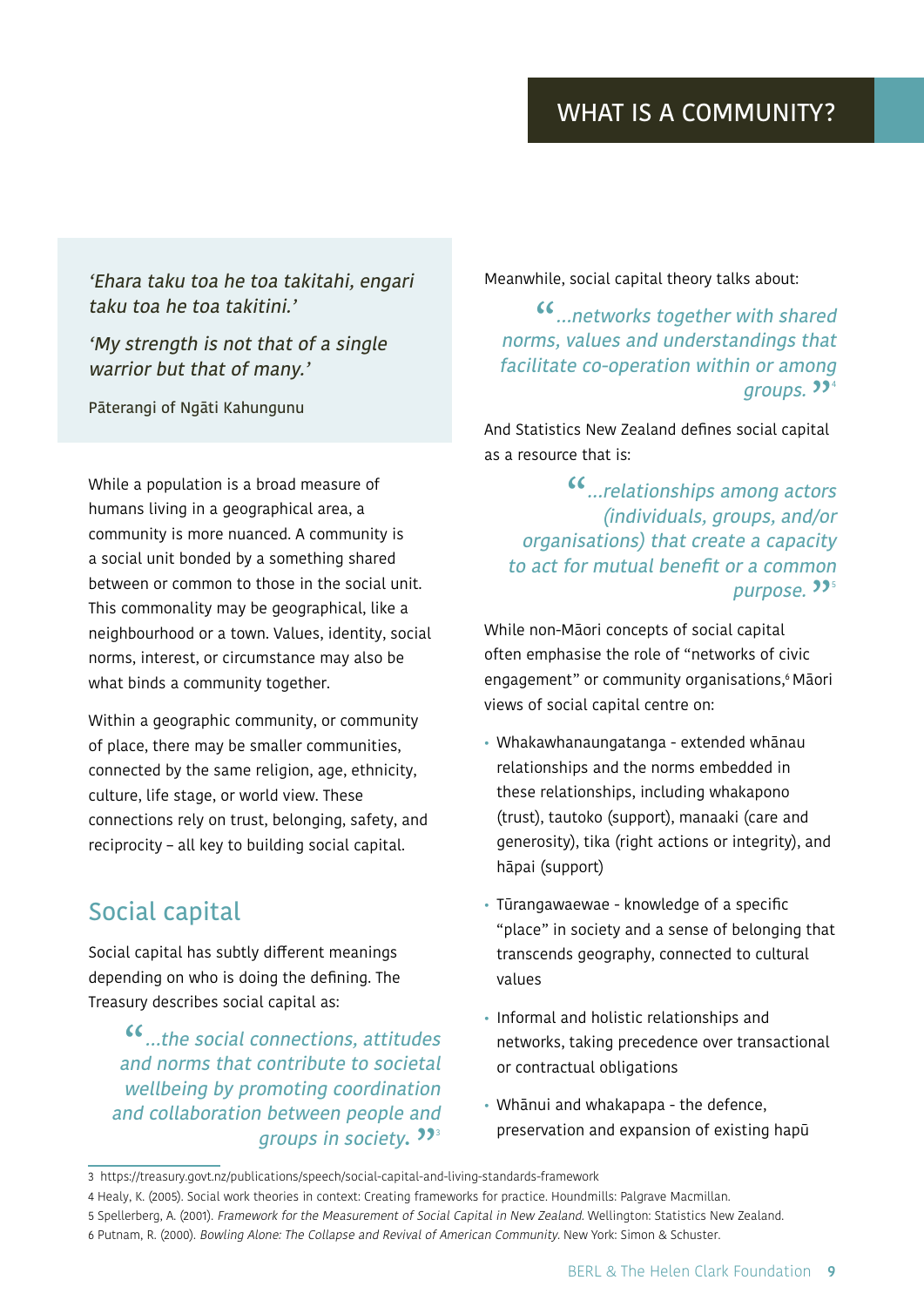# WHAT IS A COMMUNITY?

> *'Ehara taku toa he toa takitahi, engari taku toa he toa takitini.'*
>
> *'My strength is not that of a single warrior but that of many.'*
>
> Pāterangi of Ngāti Kahungunu

While a population is a broad measure of humans living in a geographical area, a community is more nuanced. A community is a social unit bonded by a something shared between or common to those in the social unit. This commonality may be geographical, like a neighbourhood or a town. Values, identity, social norms, interest, or circumstance may also be what binds a community together.

Within a geographic community, or community of place, there may be smaller communities, connected by the same religion, age, ethnicity, culture, life stage, or world view. These connections rely on trust, belonging, safety, and reciprocity – all key to building social capital.

## Social capital

Social capital has subtly different meanings depending on who is doing the defining. The Treasury describes social capital as:

> *"...the social connections, attitudes and norms that contribute to societal wellbeing by promoting coordination and collaboration between people and groups in society."* [3]

Meanwhile, social capital theory talks about:

> *"...networks together with shared norms, values and understandings that facilitate co-operation within or among groups."* [4]

And Statistics New Zealand defines social capital as a resource that is:

> *"...relationships among actors (individuals, groups, and/or organisations) that create a capacity to act for mutual benefit or a common purpose."* [5]

While non-Māori concepts of social capital often emphasise the role of "networks of civic engagement" or community organisations,[6] Māori views of social capital centre on:

- Whakawhanaungatanga - extended whānau relationships and the norms embedded in these relationships, including whakapono (trust), tautoko (support), manaaki (care and generosity), tika (right actions or integrity), and hāpai (support)
- Tūrangawaewae - knowledge of a specific "place" in society and a sense of belonging that transcends geography, connected to cultural values
- Informal and holistic relationships and networks, taking precedence over transactional or contractual obligations
- Whānui and whakapapa - the defence, preservation and expansion of existing hapū

---

3 https://treasury.govt.nz/publications/speech/social-capital-and-living-standards-framework

4 Healy, K. (2005). Social work theories in context: Creating frameworks for practice. Houndmills: Palgrave Macmillan.

5 Spellerberg, A. (2001). *Framework for the Measurement of Social Capital in New Zealand.* Wellington: Statistics New Zealand.

6 Putnam, R. (2000). *Bowling Alone: The Collapse and Revival of American Community.* New York: Simon & Schuster.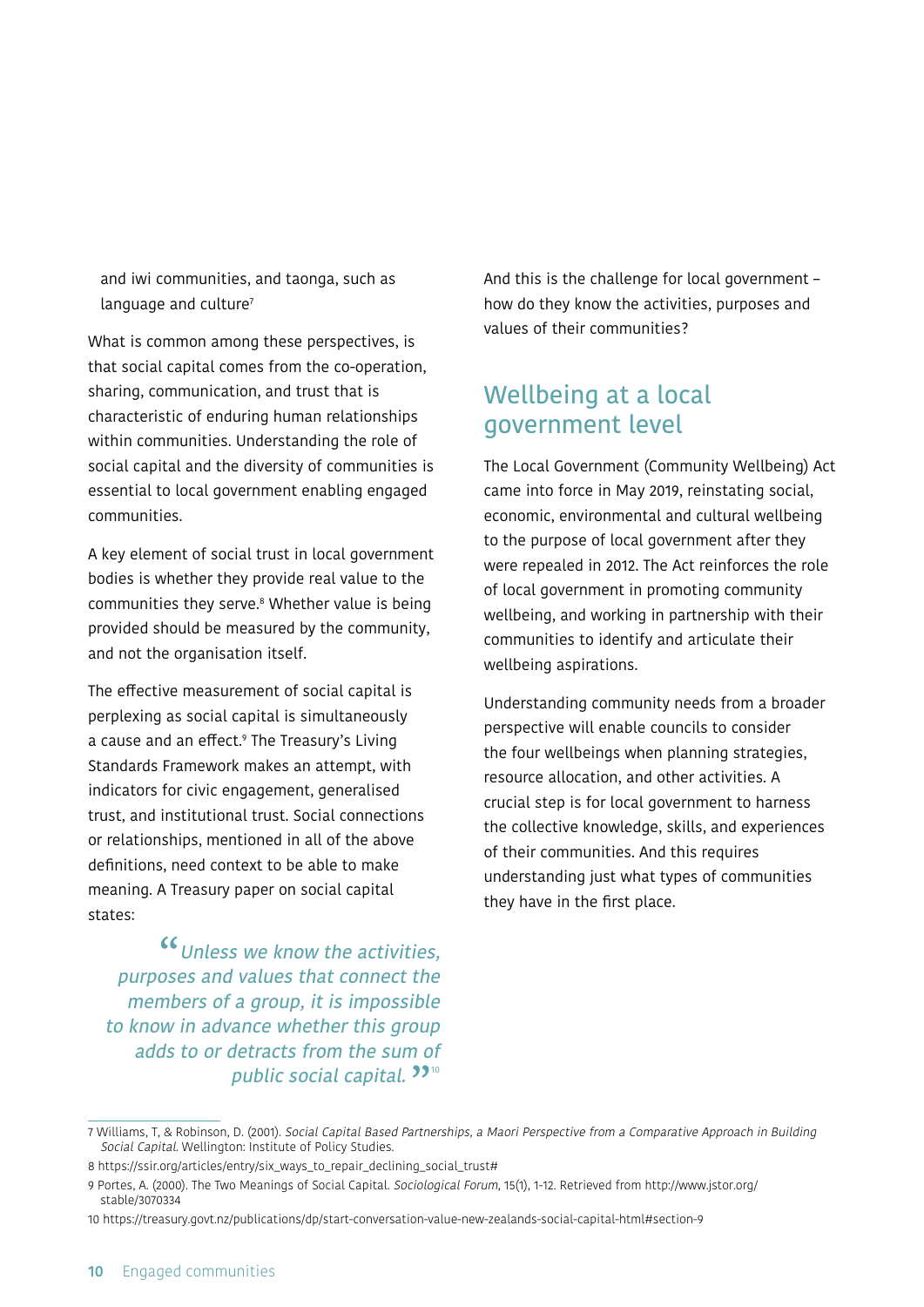and iwi communities, and taonga, such as language and culture[7]

What is common among these perspectives, is that social capital comes from the co-operation, sharing, communication, and trust that is characteristic of enduring human relationships within communities. Understanding the role of social capital and the diversity of communities is essential to local government enabling engaged communities.

A key element of social trust in local government bodies is whether they provide real value to the communities they serve.[8] Whether value is being provided should be measured by the community, and not the organisation itself.

The effective measurement of social capital is perplexing as social capital is simultaneously a cause and an effect.[9] The Treasury's Living Standards Framework makes an attempt, with indicators for civic engagement, generalised trust, and institutional trust. Social connections or relationships, mentioned in all of the above definitions, need context to be able to make meaning. A Treasury paper on social capital states:

> *"Unless we know the activities, purposes and values that connect the members of a group, it is impossible to know in advance whether this group adds to or detracts from the sum of public social capital."*[10]

And this is the challenge for local government – how do they know the activities, purposes and values of their communities?

## Wellbeing at a local government level

The Local Government (Community Wellbeing) Act came into force in May 2019, reinstating social, economic, environmental and cultural wellbeing to the purpose of local government after they were repealed in 2012. The Act reinforces the role of local government in promoting community wellbeing, and working in partnership with their communities to identify and articulate their wellbeing aspirations.

Understanding community needs from a broader perspective will enable councils to consider the four wellbeings when planning strategies, resource allocation, and other activities. A crucial step is for local government to harness the collective knowledge, skills, and experiences of their communities. And this requires understanding just what types of communities they have in the first place.

---

7 Williams, T, & Robinson, D. (2001). *Social Capital Based Partnerships, a Maori Perspective from a Comparative Approach in Building Social Capital.* Wellington: Institute of Policy Studies.

8 https://ssir.org/articles/entry/six_ways_to_repair_declining_social_trust#

9 Portes, A. (2000). The Two Meanings of Social Capital. *Sociological Forum*, 15(1), 1-12. Retrieved from http://www.jstor.org/stable/3070334

10 https://treasury.govt.nz/publications/dp/start-conversation-value-new-zealands-social-capital-html#section-9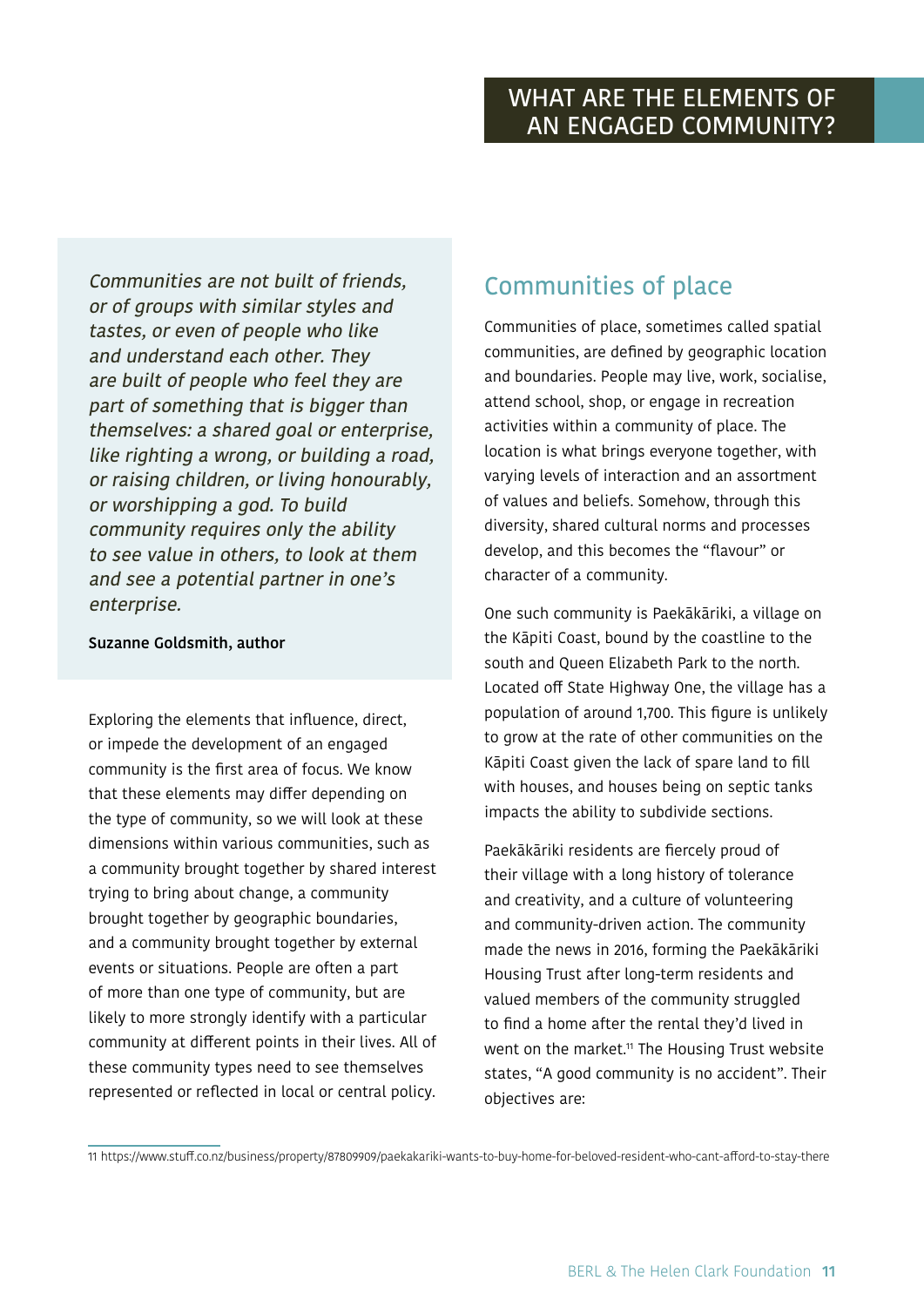# WHAT ARE THE ELEMENTS OF AN ENGAGED COMMUNITY?

> *Communities are not built of friends, or of groups with similar styles and tastes, or even of people who like and understand each other. They are built of people who feel they are part of something that is bigger than themselves: a shared goal or enterprise, like righting a wrong, or building a road, or raising children, or living honourably, or worshipping a god. To build community requires only the ability to see value in others, to look at them and see a potential partner in one's enterprise.*
>
> **Suzanne Goldsmith, author**

Exploring the elements that influence, direct, or impede the development of an engaged community is the first area of focus. We know that these elements may differ depending on the type of community, so we will look at these dimensions within various communities, such as a community brought together by shared interest trying to bring about change, a community brought together by geographic boundaries, and a community brought together by external events or situations. People are often a part of more than one type of community, but are likely to more strongly identify with a particular community at different points in their lives. All of these community types need to see themselves represented or reflected in local or central policy.

## Communities of place

Communities of place, sometimes called spatial communities, are defined by geographic location and boundaries. People may live, work, socialise, attend school, shop, or engage in recreation activities within a community of place. The location is what brings everyone together, with varying levels of interaction and an assortment of values and beliefs. Somehow, through this diversity, shared cultural norms and processes develop, and this becomes the "flavour" or character of a community.

One such community is Paekākāriki, a village on the Kāpiti Coast, bound by the coastline to the south and Queen Elizabeth Park to the north. Located off State Highway One, the village has a population of around 1,700. This figure is unlikely to grow at the rate of other communities on the Kāpiti Coast given the lack of spare land to fill with houses, and houses being on septic tanks impacts the ability to subdivide sections.

Paekākāriki residents are fiercely proud of their village with a long history of tolerance and creativity, and a culture of volunteering and community-driven action. The community made the news in 2016, forming the Paekākāriki Housing Trust after long-term residents and valued members of the community struggled to find a home after the rental they'd lived in went on the market.[11] The Housing Trust website states, "A good community is no accident". Their objectives are:

---

11 https://www.stuff.co.nz/business/property/87809909/paekakariki-wants-to-buy-home-for-beloved-resident-who-cant-afford-to-stay-there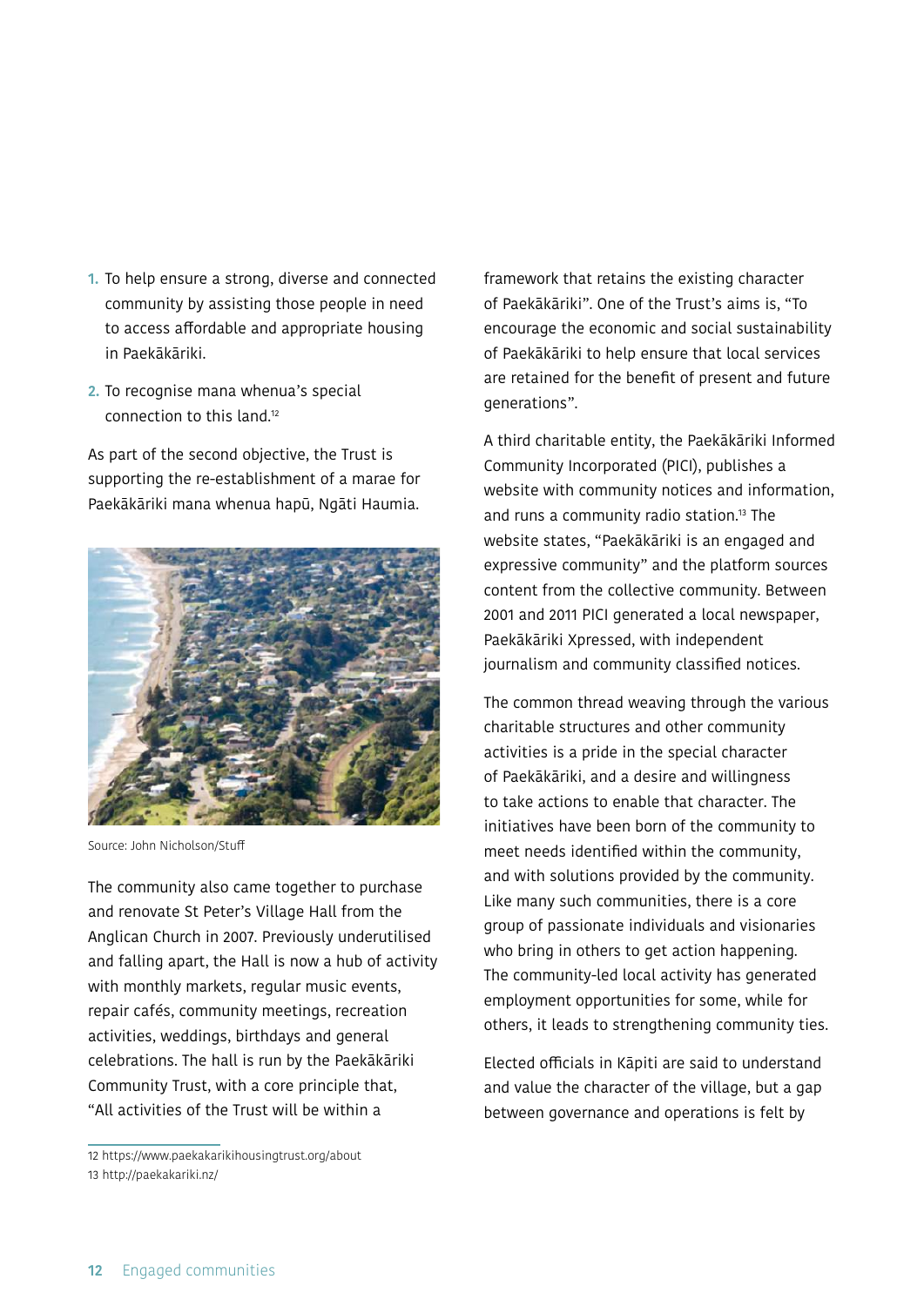1. To help ensure a strong, diverse and connected community by assisting those people in need to access affordable and appropriate housing in Paekākāriki.
2. To recognise mana whenua's special connection to this land.[12]

As part of the second objective, the Trust is supporting the re-establishment of a marae for Paekākāriki mana whenua hapū, Ngāti Haumia.

Source: John Nicholson/Stuff

The community also came together to purchase and renovate St Peter's Village Hall from the Anglican Church in 2007. Previously underutilised and falling apart, the Hall is now a hub of activity with monthly markets, regular music events, repair cafés, community meetings, recreation activities, weddings, birthdays and general celebrations. The hall is run by the Paekākāriki Community Trust, with a core principle that, "All activities of the Trust will be within a framework that retains the existing character of Paekākāriki". One of the Trust's aims is, "To encourage the economic and social sustainability of Paekākāriki to help ensure that local services are retained for the benefit of present and future generations".

A third charitable entity, the Paekākāriki Informed Community Incorporated (PICI), publishes a website with community notices and information, and runs a community radio station.[13] The website states, "Paekākāriki is an engaged and expressive community" and the platform sources content from the collective community. Between 2001 and 2011 PICI generated a local newspaper, Paekākāriki Xpressed, with independent journalism and community classified notices.

The common thread weaving through the various charitable structures and other community activities is a pride in the special character of Paekākāriki, and a desire and willingness to take actions to enable that character. The initiatives have been born of the community to meet needs identified within the community, and with solutions provided by the community. Like many such communities, there is a core group of passionate individuals and visionaries who bring in others to get action happening. The community-led local activity has generated employment opportunities for some, while for others, it leads to strengthening community ties.

Elected officials in Kāpiti are said to understand and value the character of the village, but a gap between governance and operations is felt by

---

12 https://www.paekakarikihousingtrust.org/about

13 http://paekakariki.nz/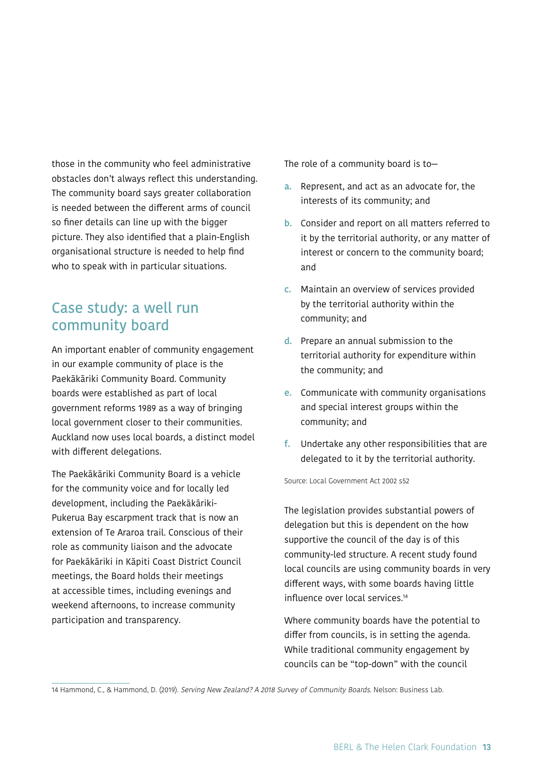those in the community who feel administrative obstacles don't always reflect this understanding. The community board says greater collaboration is needed between the different arms of council so finer details can line up with the bigger picture. They also identified that a plain-English organisational structure is needed to help find who to speak with in particular situations.

## Case study: a well run community board

An important enabler of community engagement in our example community of place is the Paekākāriki Community Board. Community boards were established as part of local government reforms 1989 as a way of bringing local government closer to their communities. Auckland now uses local boards, a distinct model with different delegations.

The Paekākāriki Community Board is a vehicle for the community voice and for locally led development, including the Paekākāriki-Pukerua Bay escarpment track that is now an extension of Te Araroa trail. Conscious of their role as community liaison and the advocate for Paekākāriki in Kāpiti Coast District Council meetings, the Board holds their meetings at accessible times, including evenings and weekend afternoons, to increase community participation and transparency.

The role of a community board is to—

a. Represent, and act as an advocate for, the interests of its community; and
b. Consider and report on all matters referred to it by the territorial authority, or any matter of interest or concern to the community board; and
c. Maintain an overview of services provided by the territorial authority within the community; and
d. Prepare an annual submission to the territorial authority for expenditure within the community; and
e. Communicate with community organisations and special interest groups within the community; and
f. Undertake any other responsibilities that are delegated to it by the territorial authority.

Source: Local Government Act 2002 s52

The legislation provides substantial powers of delegation but this is dependent on the how supportive the council of the day is of this community-led structure. A recent study found local councils are using community boards in very different ways, with some boards having little influence over local services.[14]

Where community boards have the potential to differ from councils, is in setting the agenda. While traditional community engagement by councils can be "top-down" with the council

14 Hammond, C., & Hammond, D. (2019). *Serving New Zealand? A 2018 Survey of Community Boards.* Nelson: Business Lab.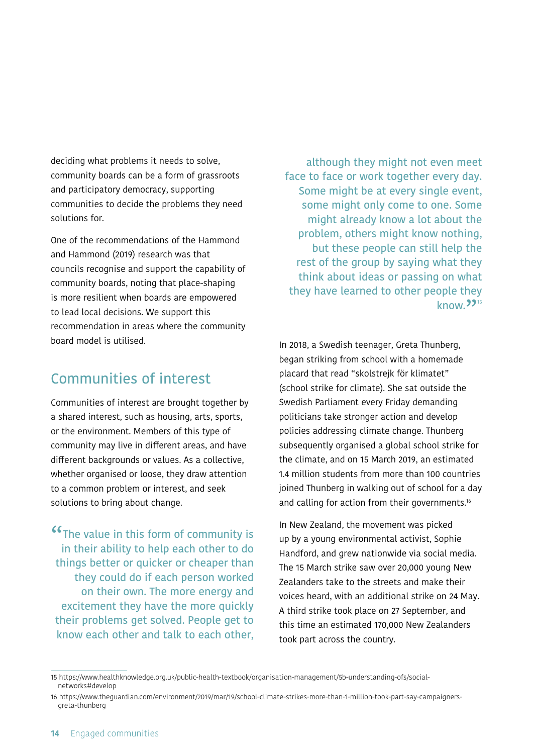deciding what problems it needs to solve, community boards can be a form of grassroots and participatory democracy, supporting communities to decide the problems they need solutions for.

One of the recommendations of the Hammond and Hammond (2019) research was that councils recognise and support the capability of community boards, noting that place-shaping is more resilient when boards are empowered to lead local decisions. We support this recommendation in areas where the community board model is utilised.

## Communities of interest

Communities of interest are brought together by a shared interest, such as housing, arts, sports, or the environment. Members of this type of community may live in different areas, and have different backgrounds or values. As a collective, whether organised or loose, they draw attention to a common problem or interest, and seek solutions to bring about change.

> "The value in this form of community is in their ability to help each other to do things better or quicker or cheaper than they could do if each person worked on their own. The more energy and excitement they have the more quickly their problems get solved. People get to know each other and talk to each other, although they might not even meet face to face or work together every day. Some might be at every single event, some might only come to one. Some might already know a lot about the problem, others might know nothing, but these people can still help the rest of the group by saying what they think about ideas or passing on what they have learned to other people they know."[15]

In 2018, a Swedish teenager, Greta Thunberg, began striking from school with a homemade placard that read "skolstrejk för klimatet" (school strike for climate). She sat outside the Swedish Parliament every Friday demanding politicians take stronger action and develop policies addressing climate change. Thunberg subsequently organised a global school strike for the climate, and on 15 March 2019, an estimated 1.4 million students from more than 100 countries joined Thunberg in walking out of school for a day and calling for action from their governments.[16]

In New Zealand, the movement was picked up by a young environmental activist, Sophie Handford, and grew nationwide via social media. The 15 March strike saw over 20,000 young New Zealanders take to the streets and make their voices heard, with an additional strike on 24 May. A third strike took place on 27 September, and this time an estimated 170,000 New Zealanders took part across the country.

---

15 https://www.healthknowledge.org.uk/public-health-textbook/organisation-management/5b-understanding-ofs/social-networks#develop

16 https://www.theguardian.com/environment/2019/mar/19/school-climate-strikes-more-than-1-million-took-part-say-campaigners-greta-thunberg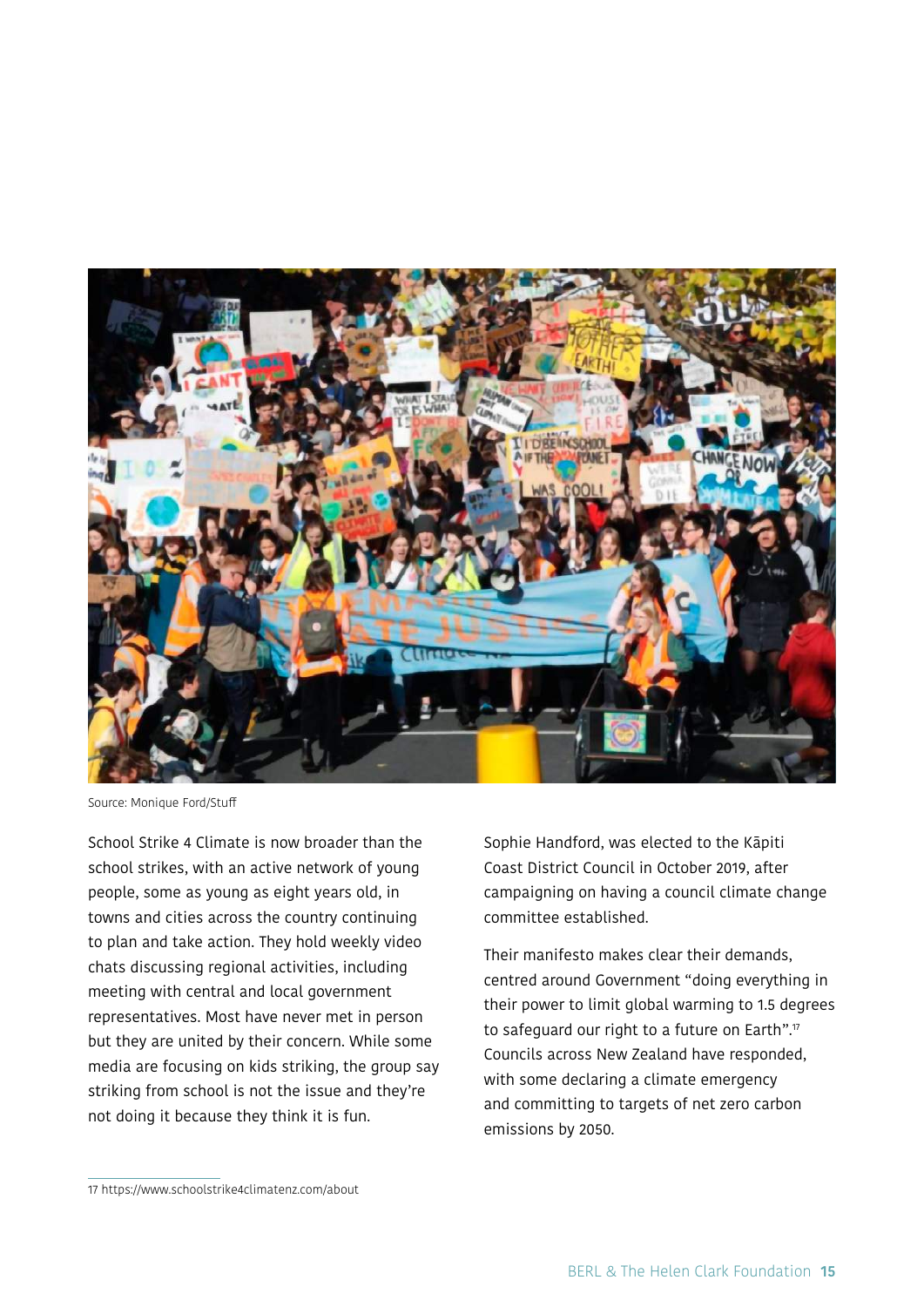Source: Monique Ford/Stuff

School Strike 4 Climate is now broader than the school strikes, with an active network of young people, some as young as eight years old, in towns and cities across the country continuing to plan and take action. They hold weekly video chats discussing regional activities, including meeting with central and local government representatives. Most have never met in person but they are united by their concern. While some media are focusing on kids striking, the group say striking from school is not the issue and they're not doing it because they think it is fun.

Sophie Handford, was elected to the Kāpiti Coast District Council in October 2019, after campaigning on having a council climate change committee established.

Their manifesto makes clear their demands, centred around Government "doing everything in their power to limit global warming to 1.5 degrees to safeguard our right to a future on Earth".[17] Councils across New Zealand have responded, with some declaring a climate emergency and committing to targets of net zero carbon emissions by 2050.

17 https://www.schoolstrike4climatenz.com/about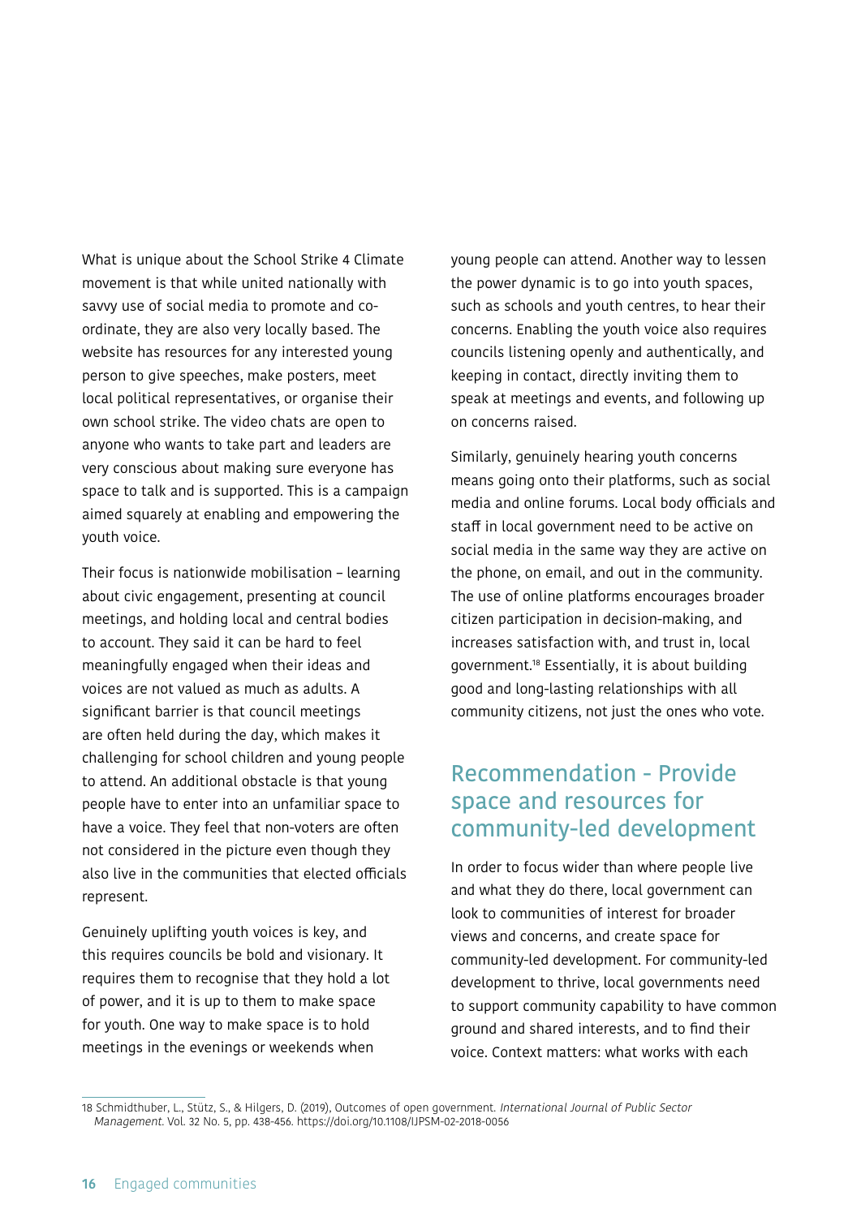What is unique about the School Strike 4 Climate movement is that while united nationally with savvy use of social media to promote and co-ordinate, they are also very locally based. The website has resources for any interested young person to give speeches, make posters, meet local political representatives, or organise their own school strike. The video chats are open to anyone who wants to take part and leaders are very conscious about making sure everyone has space to talk and is supported. This is a campaign aimed squarely at enabling and empowering the youth voice.

Their focus is nationwide mobilisation – learning about civic engagement, presenting at council meetings, and holding local and central bodies to account. They said it can be hard to feel meaningfully engaged when their ideas and voices are not valued as much as adults. A significant barrier is that council meetings are often held during the day, which makes it challenging for school children and young people to attend. An additional obstacle is that young people have to enter into an unfamiliar space to have a voice. They feel that non-voters are often not considered in the picture even though they also live in the communities that elected officials represent.

Genuinely uplifting youth voices is key, and this requires councils be bold and visionary. It requires them to recognise that they hold a lot of power, and it is up to them to make space for youth. One way to make space is to hold meetings in the evenings or weekends when young people can attend. Another way to lessen the power dynamic is to go into youth spaces, such as schools and youth centres, to hear their concerns. Enabling the youth voice also requires councils listening openly and authentically, and keeping in contact, directly inviting them to speak at meetings and events, and following up on concerns raised.

Similarly, genuinely hearing youth concerns means going onto their platforms, such as social media and online forums. Local body officials and staff in local government need to be active on social media in the same way they are active on the phone, on email, and out in the community. The use of online platforms encourages broader citizen participation in decision-making, and increases satisfaction with, and trust in, local government.[18] Essentially, it is about building good and long-lasting relationships with all community citizens, not just the ones who vote.

## Recommendation - Provide space and resources for community-led development

In order to focus wider than where people live and what they do there, local government can look to communities of interest for broader views and concerns, and create space for community-led development. For community-led development to thrive, local governments need to support community capability to have common ground and shared interests, and to find their voice. Context matters: what works with each

18 Schmidthuber, L., Stütz, S., & Hilgers, D. (2019), Outcomes of open government. *International Journal of Public Sector Management*. Vol. 32 No. 5, pp. 438-456. https://doi.org/10.1108/IJPSM-02-2018-0056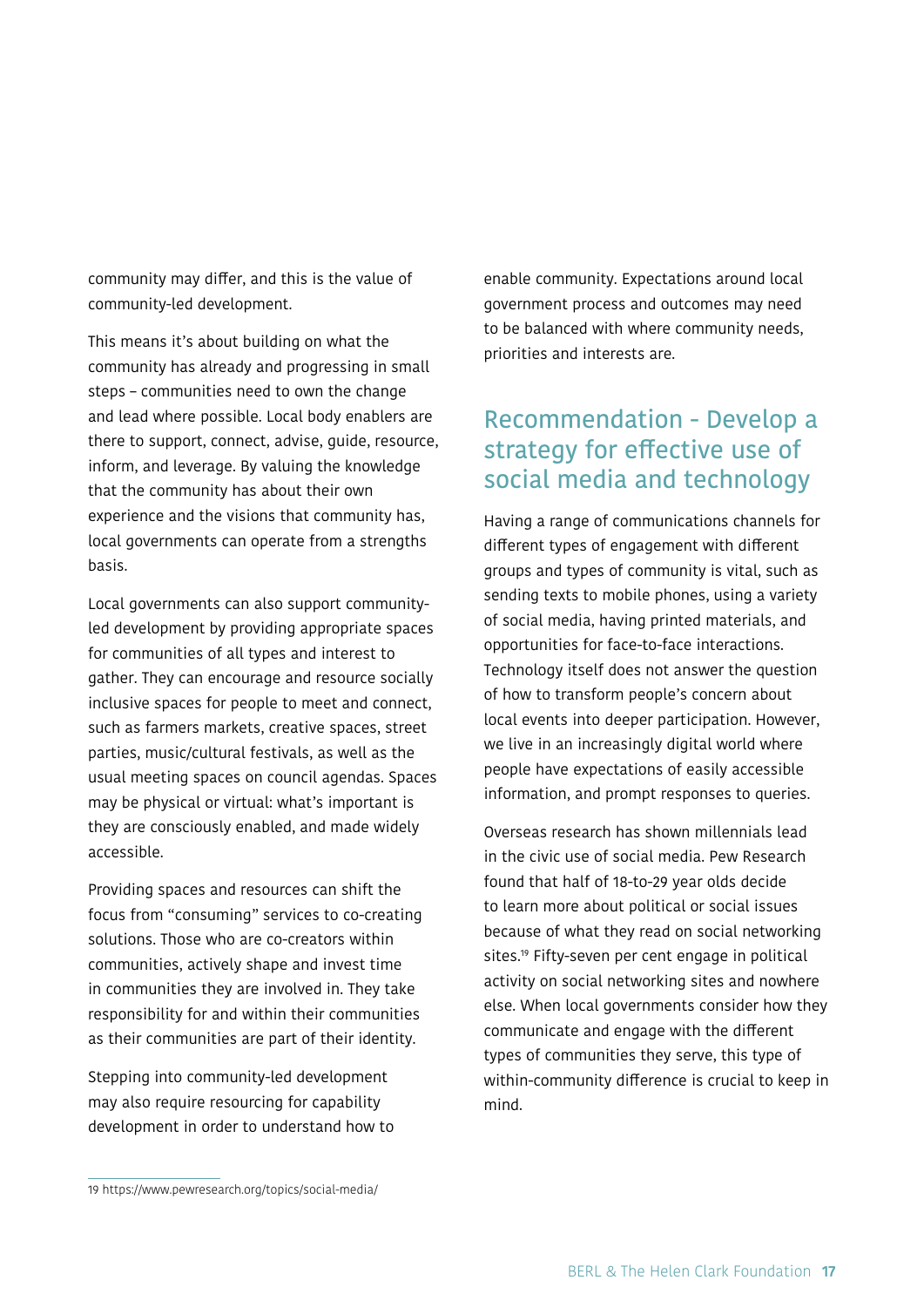community may differ, and this is the value of community-led development.

This means it's about building on what the community has already and progressing in small steps – communities need to own the change and lead where possible. Local body enablers are there to support, connect, advise, guide, resource, inform, and leverage. By valuing the knowledge that the community has about their own experience and the visions that community has, local governments can operate from a strengths basis.

Local governments can also support community-led development by providing appropriate spaces for communities of all types and interest to gather. They can encourage and resource socially inclusive spaces for people to meet and connect, such as farmers markets, creative spaces, street parties, music/cultural festivals, as well as the usual meeting spaces on council agendas. Spaces may be physical or virtual: what's important is they are consciously enabled, and made widely accessible.

Providing spaces and resources can shift the focus from "consuming" services to co-creating solutions. Those who are co-creators within communities, actively shape and invest time in communities they are involved in. They take responsibility for and within their communities as their communities are part of their identity.

Stepping into community-led development may also require resourcing for capability development in order to understand how to enable community. Expectations around local government process and outcomes may need to be balanced with where community needs, priorities and interests are.

## Recommendation - Develop a strategy for effective use of social media and technology

Having a range of communications channels for different types of engagement with different groups and types of community is vital, such as sending texts to mobile phones, using a variety of social media, having printed materials, and opportunities for face-to-face interactions. Technology itself does not answer the question of how to transform people's concern about local events into deeper participation. However, we live in an increasingly digital world where people have expectations of easily accessible information, and prompt responses to queries.

Overseas research has shown millennials lead in the civic use of social media. Pew Research found that half of 18-to-29 year olds decide to learn more about political or social issues because of what they read on social networking sites.[19] Fifty-seven per cent engage in political activity on social networking sites and nowhere else. When local governments consider how they communicate and engage with the different types of communities they serve, this type of within-community difference is crucial to keep in mind.

---

19 https://www.pewresearch.org/topics/social-media/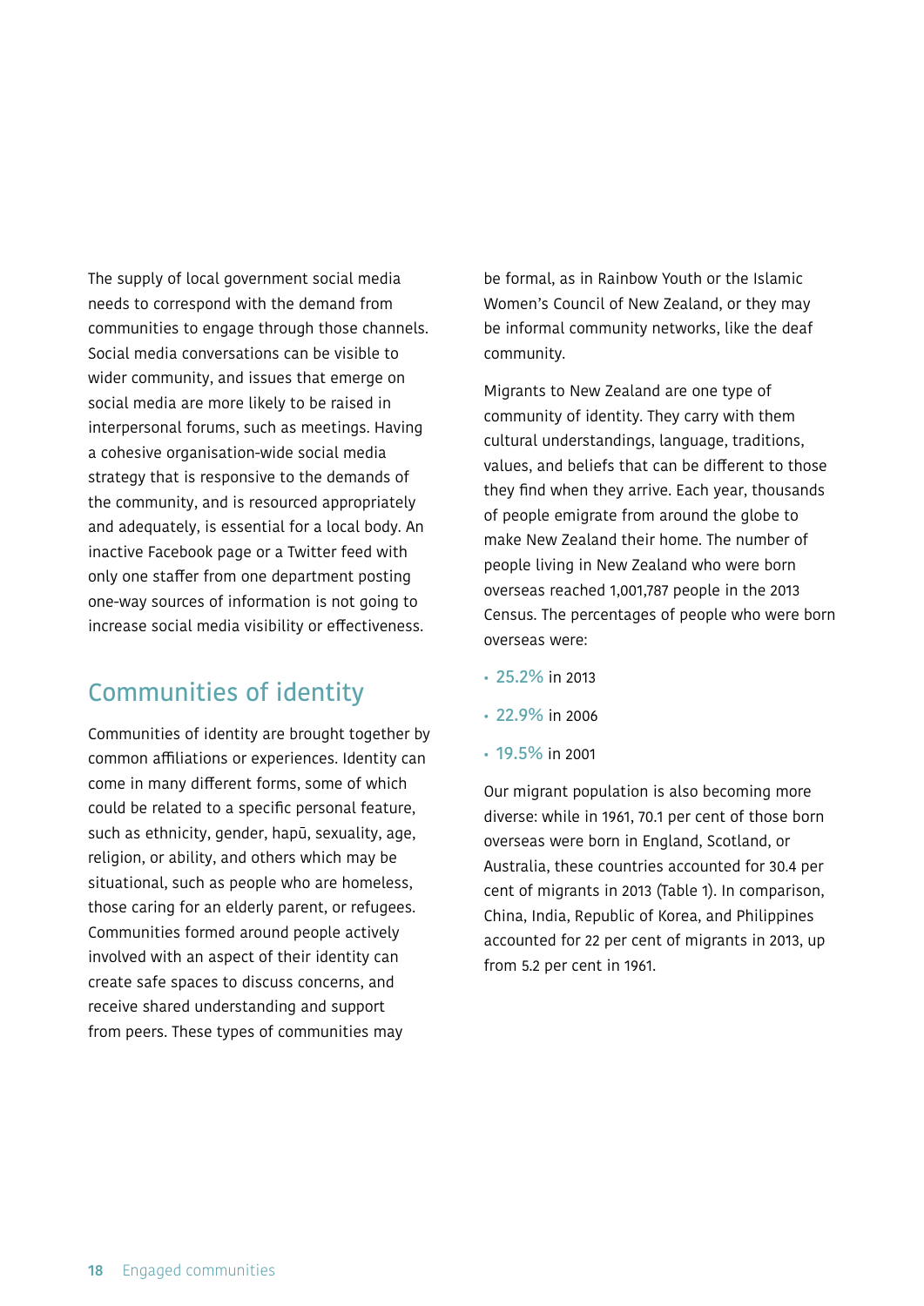The supply of local government social media needs to correspond with the demand from communities to engage through those channels. Social media conversations can be visible to wider community, and issues that emerge on social media are more likely to be raised in interpersonal forums, such as meetings. Having a cohesive organisation-wide social media strategy that is responsive to the demands of the community, and is resourced appropriately and adequately, is essential for a local body. An inactive Facebook page or a Twitter feed with only one staffer from one department posting one-way sources of information is not going to increase social media visibility or effectiveness.

## Communities of identity

Communities of identity are brought together by common affiliations or experiences. Identity can come in many different forms, some of which could be related to a specific personal feature, such as ethnicity, gender, hapū, sexuality, age, religion, or ability, and others which may be situational, such as people who are homeless, those caring for an elderly parent, or refugees. Communities formed around people actively involved with an aspect of their identity can create safe spaces to discuss concerns, and receive shared understanding and support from peers. These types of communities may be formal, as in Rainbow Youth or the Islamic Women's Council of New Zealand, or they may be informal community networks, like the deaf community.

Migrants to New Zealand are one type of community of identity. They carry with them cultural understandings, language, traditions, values, and beliefs that can be different to those they find when they arrive. Each year, thousands of people emigrate from around the globe to make New Zealand their home. The number of people living in New Zealand who were born overseas reached 1,001,787 people in the 2013 Census. The percentages of people who were born overseas were:

- **25.2%** in 2013
- **22.9%** in 2006
- **19.5%** in 2001

Our migrant population is also becoming more diverse: while in 1961, 70.1 per cent of those born overseas were born in England, Scotland, or Australia, these countries accounted for 30.4 per cent of migrants in 2013 (Table 1). In comparison, China, India, Republic of Korea, and Philippines accounted for 22 per cent of migrants in 2013, up from 5.2 per cent in 1961.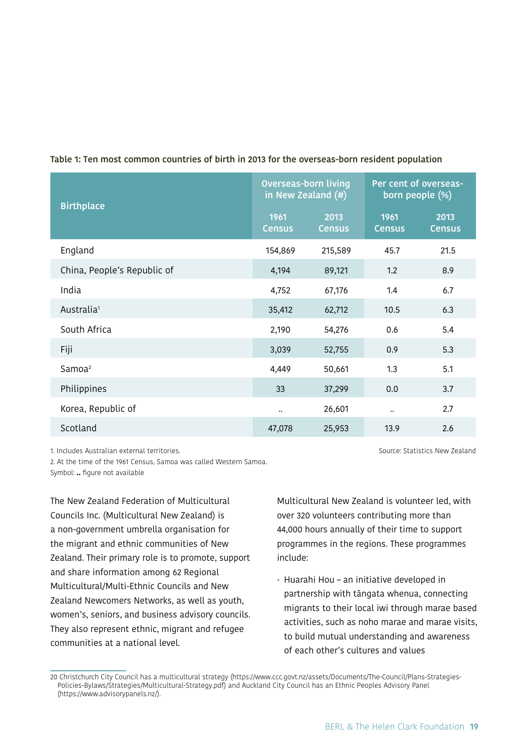**Table 1: Ten most common countries of birth in 2013 for the overseas-born resident population**

| Birthplace | Overseas-born living in New Zealand (#) | | Per cent of overseas-born people (%) | |
|---|---|---|---|---|
| | 1961 Census | 2013 Census | 1961 Census | 2013 Census |
| England | 154,869 | 215,589 | 45.7 | 21.5 |
| China, People's Republic of | 4,194 | 89,121 | 1.2 | 8.9 |
| India | 4,752 | 67,176 | 1.4 | 6.7 |
| Australia[1] | 35,412 | 62,712 | 10.5 | 6.3 |
| South Africa | 2,190 | 54,276 | 0.6 | 5.4 |
| Fiji | 3,039 | 52,755 | 0.9 | 5.3 |
| Samoa[2] | 4,449 | 50,661 | 1.3 | 5.1 |
| Philippines | 33 | 37,299 | 0.0 | 3.7 |
| Korea, Republic of | .. | 26,601 | .. | 2.7 |
| Scotland | 47,078 | 25,953 | 13.9 | 2.6 |

1. Includes Australian external territories.
2. At the time of the 1961 Census, Samoa was called Western Samoa.
Symbol: **..** figure not available

Source: Statistics New Zealand

The New Zealand Federation of Multicultural Councils Inc. (Multicultural New Zealand) is a non-government umbrella organisation for the migrant and ethnic communities of New Zealand. Their primary role is to promote, support and share information among 62 Regional Multicultural/Multi-Ethnic Councils and New Zealand Newcomers Networks, as well as youth, women's, seniors, and business advisory councils. They also represent ethnic, migrant and refugee communities at a national level.

Multicultural New Zealand is volunteer led, with over 320 volunteers contributing more than 44,000 hours annually of their time to support programmes in the regions. These programmes include:

- Huarahi Hou – an initiative developed in partnership with tāngata whenua, connecting migrants to their local iwi through marae based activities, such as noho marae and marae visits, to build mutual understanding and awareness of each other's cultures and values

20 Christchurch City Council has a multicultural strategy (https://www.ccc.govt.nz/assets/Documents/The-Council/Plans-Strategies-Policies-Bylaws/Strategies/Multicultural-Strategy.pdf) and Auckland City Council has an Ethnic Peoples Advisory Panel (https://www.advisorypanels.nz/).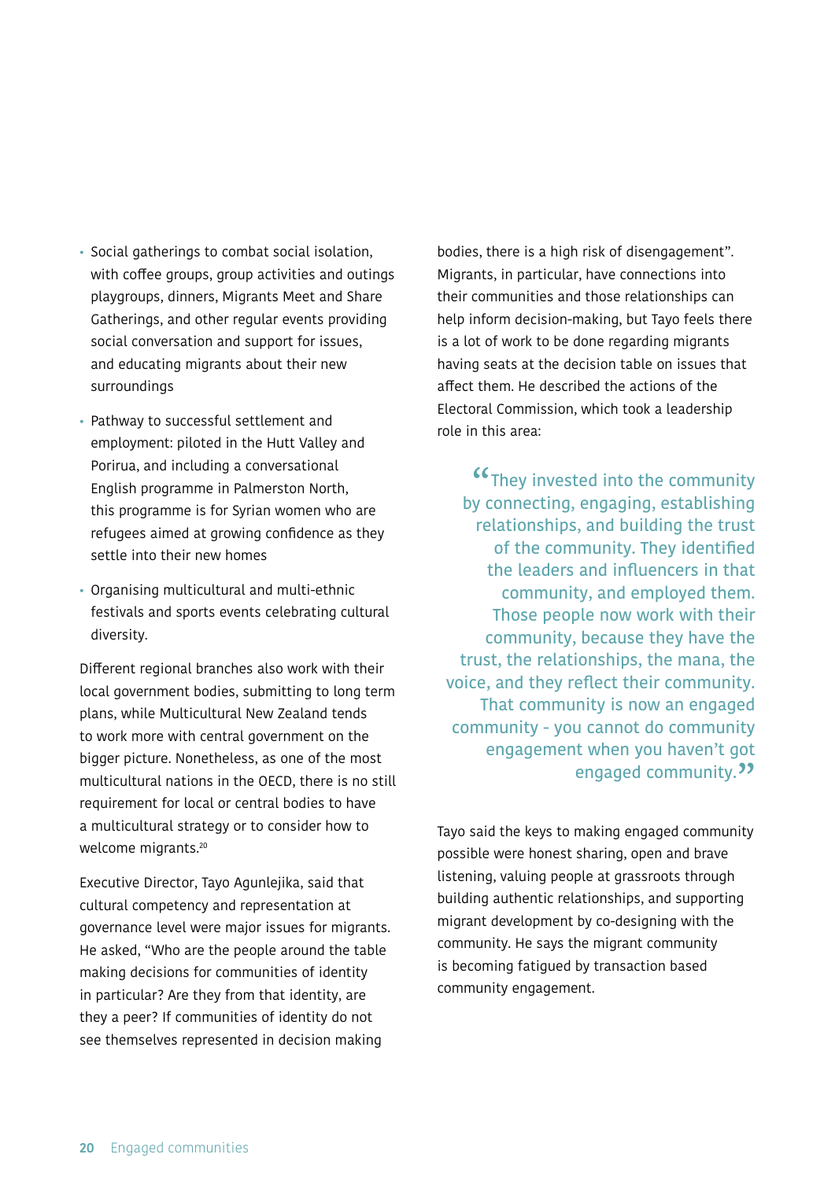- Social gatherings to combat social isolation, with coffee groups, group activities and outings playgroups, dinners, Migrants Meet and Share Gatherings, and other regular events providing social conversation and support for issues, and educating migrants about their new surroundings
- Pathway to successful settlement and employment: piloted in the Hutt Valley and Porirua, and including a conversational English programme in Palmerston North, this programme is for Syrian women who are refugees aimed at growing confidence as they settle into their new homes
- Organising multicultural and multi-ethnic festivals and sports events celebrating cultural diversity.

Different regional branches also work with their local government bodies, submitting to long term plans, while Multicultural New Zealand tends to work more with central government on the bigger picture. Nonetheless, as one of the most multicultural nations in the OECD, there is no still requirement for local or central bodies to have a multicultural strategy or to consider how to welcome migrants.[20]

Executive Director, Tayo Agunlejika, said that cultural competency and representation at governance level were major issues for migrants. He asked, "Who are the people around the table making decisions for communities of identity in particular? Are they from that identity, are they a peer? If communities of identity do not see themselves represented in decision making bodies, there is a high risk of disengagement". Migrants, in particular, have connections into their communities and those relationships can help inform decision-making, but Tayo feels there is a lot of work to be done regarding migrants having seats at the decision table on issues that affect them. He described the actions of the Electoral Commission, which took a leadership role in this area:

> "They invested into the community by connecting, engaging, establishing relationships, and building the trust of the community. They identified the leaders and influencers in that community, and employed them. Those people now work with their community, because they have the trust, the relationships, the mana, the voice, and they reflect their community. That community is now an engaged community - you cannot do community engagement when you haven't got engaged community."

Tayo said the keys to making engaged community possible were honest sharing, open and brave listening, valuing people at grassroots through building authentic relationships, and supporting migrant development by co-designing with the community. He says the migrant community is becoming fatigued by transaction based community engagement.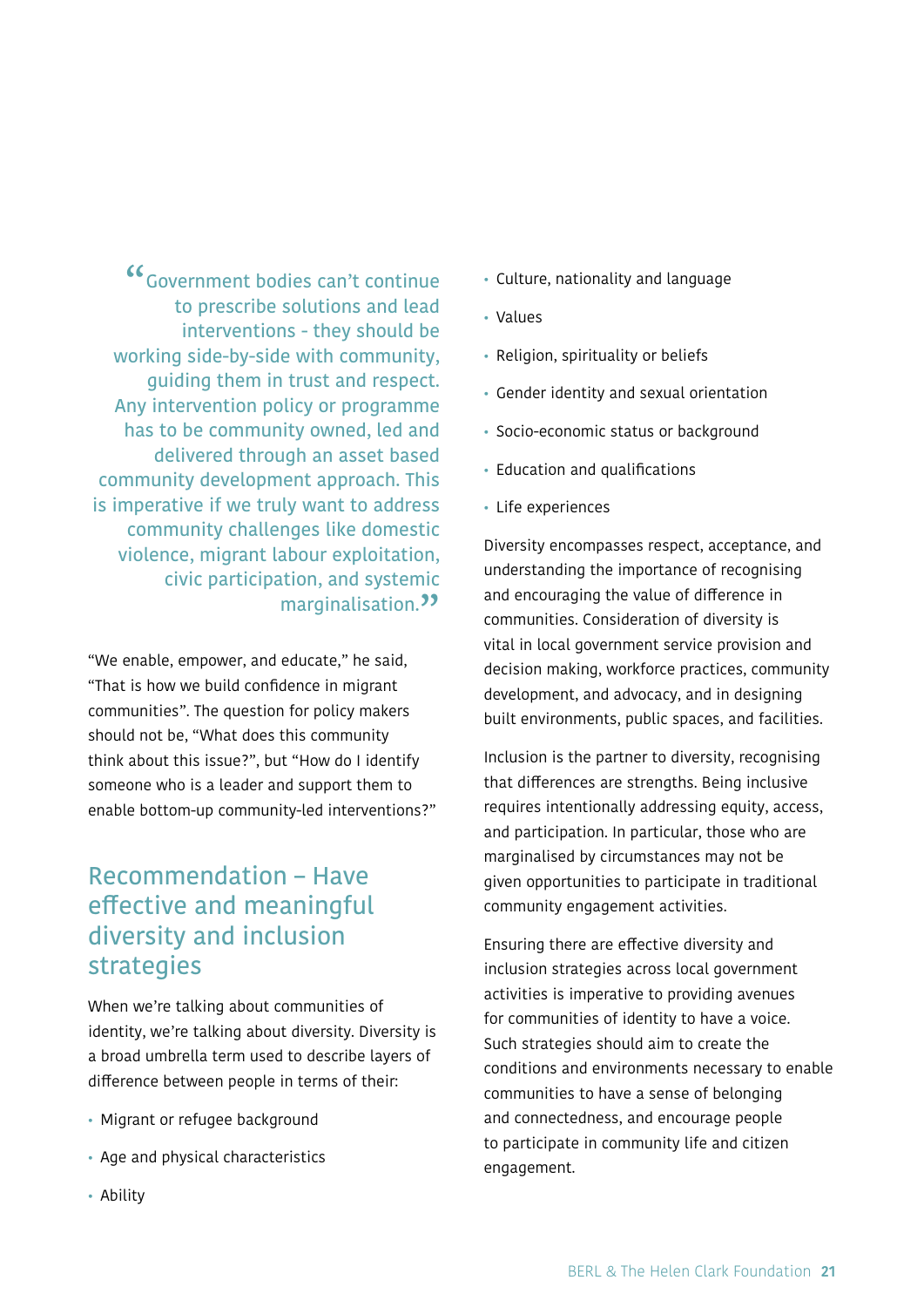> "Government bodies can't continue to prescribe solutions and lead interventions - they should be working side-by-side with community, guiding them in trust and respect. Any intervention policy or programme has to be community owned, led and delivered through an asset based community development approach. This is imperative if we truly want to address community challenges like domestic violence, migrant labour exploitation, civic participation, and systemic marginalisation."

"We enable, empower, and educate," he said, "That is how we build confidence in migrant communities". The question for policy makers should not be, "What does this community think about this issue?", but "How do I identify someone who is a leader and support them to enable bottom-up community-led interventions?"

## Recommendation – Have effective and meaningful diversity and inclusion strategies

When we're talking about communities of identity, we're talking about diversity. Diversity is a broad umbrella term used to describe layers of difference between people in terms of their:

- Migrant or refugee background
- Age and physical characteristics
- Ability
- Culture, nationality and language
- Values
- Religion, spirituality or beliefs
- Gender identity and sexual orientation
- Socio-economic status or background
- Education and qualifications
- Life experiences

Diversity encompasses respect, acceptance, and understanding the importance of recognising and encouraging the value of difference in communities. Consideration of diversity is vital in local government service provision and decision making, workforce practices, community development, and advocacy, and in designing built environments, public spaces, and facilities.

Inclusion is the partner to diversity, recognising that differences are strengths. Being inclusive requires intentionally addressing equity, access, and participation. In particular, those who are marginalised by circumstances may not be given opportunities to participate in traditional community engagement activities.

Ensuring there are effective diversity and inclusion strategies across local government activities is imperative to providing avenues for communities of identity to have a voice. Such strategies should aim to create the conditions and environments necessary to enable communities to have a sense of belonging and connectedness, and encourage people to participate in community life and citizen engagement.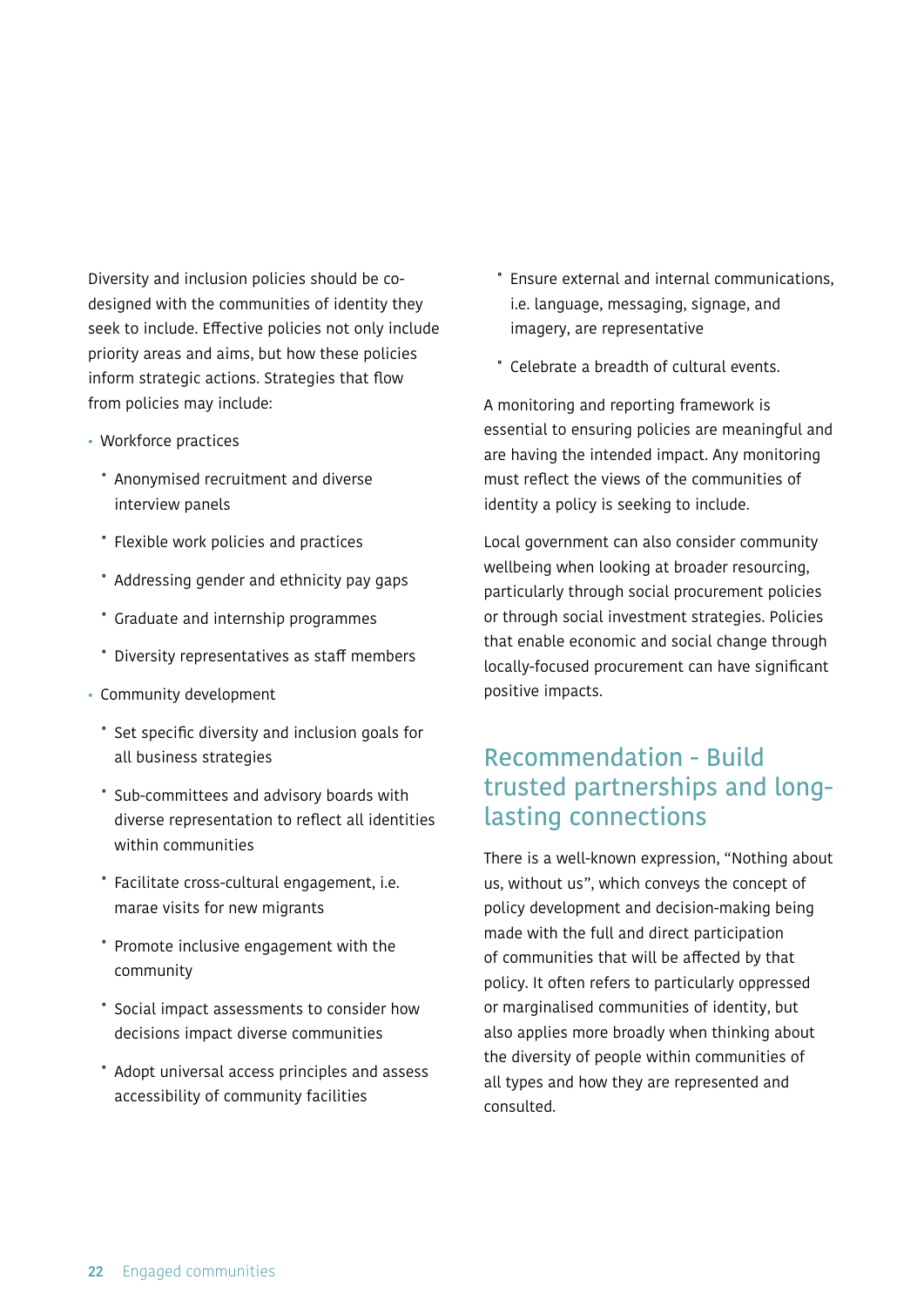Diversity and inclusion policies should be co-designed with the communities of identity they seek to include. Effective policies not only include priority areas and aims, but how these policies inform strategic actions. Strategies that flow from policies may include:

- Workforce practices
  - Anonymised recruitment and diverse interview panels
  - Flexible work policies and practices
  - Addressing gender and ethnicity pay gaps
  - Graduate and internship programmes
  - Diversity representatives as staff members
- Community development
  - Set specific diversity and inclusion goals for all business strategies
  - Sub-committees and advisory boards with diverse representation to reflect all identities within communities
  - Facilitate cross-cultural engagement, i.e. marae visits for new migrants
  - Promote inclusive engagement with the community
  - Social impact assessments to consider how decisions impact diverse communities
  - Adopt universal access principles and assess accessibility of community facilities
  - Ensure external and internal communications, i.e. language, messaging, signage, and imagery, are representative
  - Celebrate a breadth of cultural events.

A monitoring and reporting framework is essential to ensuring policies are meaningful and are having the intended impact. Any monitoring must reflect the views of the communities of identity a policy is seeking to include.

Local government can also consider community wellbeing when looking at broader resourcing, particularly through social procurement policies or through social investment strategies. Policies that enable economic and social change through locally-focused procurement can have significant positive impacts.

## Recommendation - Build trusted partnerships and long-lasting connections

There is a well-known expression, "Nothing about us, without us", which conveys the concept of policy development and decision-making being made with the full and direct participation of communities that will be affected by that policy. It often refers to particularly oppressed or marginalised communities of identity, but also applies more broadly when thinking about the diversity of people within communities of all types and how they are represented and consulted.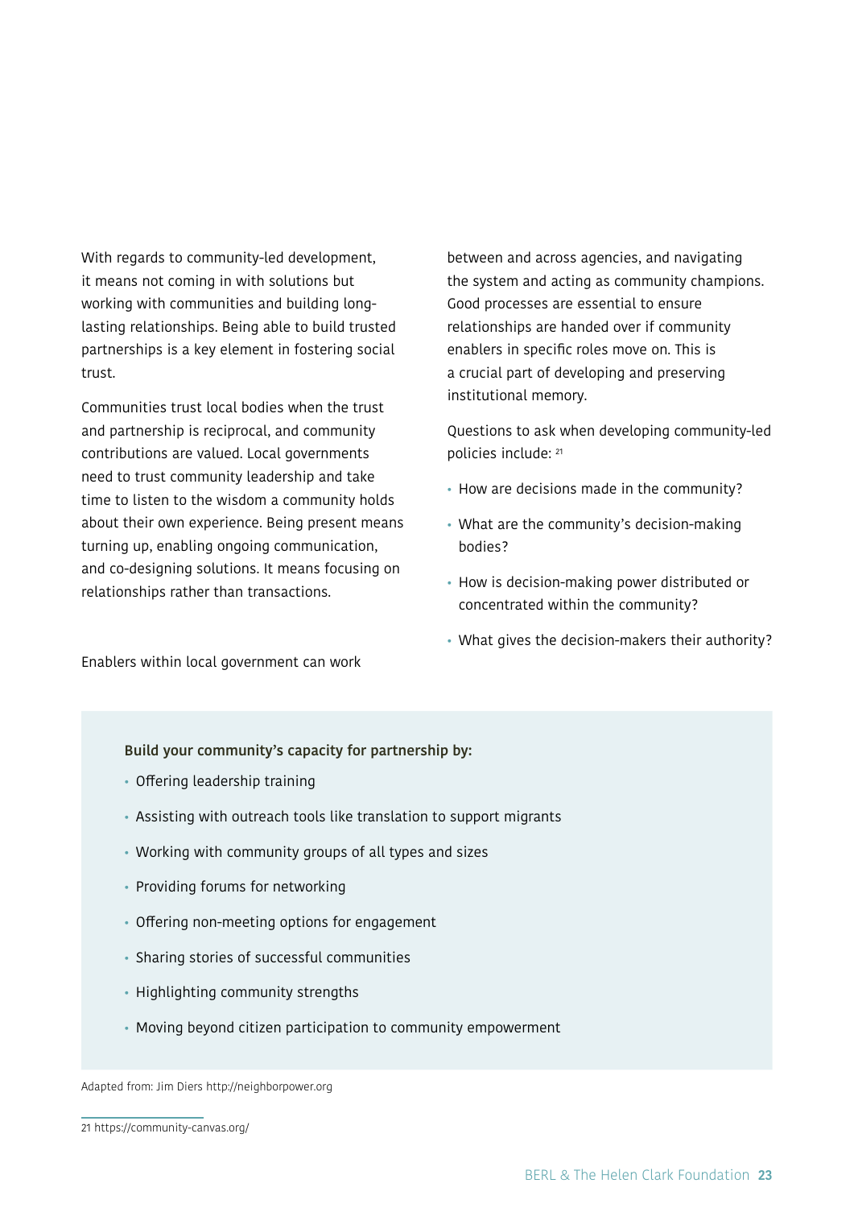With regards to community-led development, it means not coming in with solutions but working with communities and building long-lasting relationships. Being able to build trusted partnerships is a key element in fostering social trust.

Communities trust local bodies when the trust and partnership is reciprocal, and community contributions are valued. Local governments need to trust community leadership and take time to listen to the wisdom a community holds about their own experience. Being present means turning up, enabling ongoing communication, and co-designing solutions. It means focusing on relationships rather than transactions.

Enablers within local government can work between and across agencies, and navigating the system and acting as community champions. Good processes are essential to ensure relationships are handed over if community enablers in specific roles move on. This is a crucial part of developing and preserving institutional memory.

Questions to ask when developing community-led policies include: [21]

- How are decisions made in the community?
- What are the community's decision-making bodies?
- How is decision-making power distributed or concentrated within the community?
- What gives the decision-makers their authority?

**Build your community's capacity for partnership by:**

- Offering leadership training
- Assisting with outreach tools like translation to support migrants
- Working with community groups of all types and sizes
- Providing forums for networking
- Offering non-meeting options for engagement
- Sharing stories of successful communities
- Highlighting community strengths
- Moving beyond citizen participation to community empowerment

Adapted from: Jim Diers http://neighborpower.org

21 https://community-canvas.org/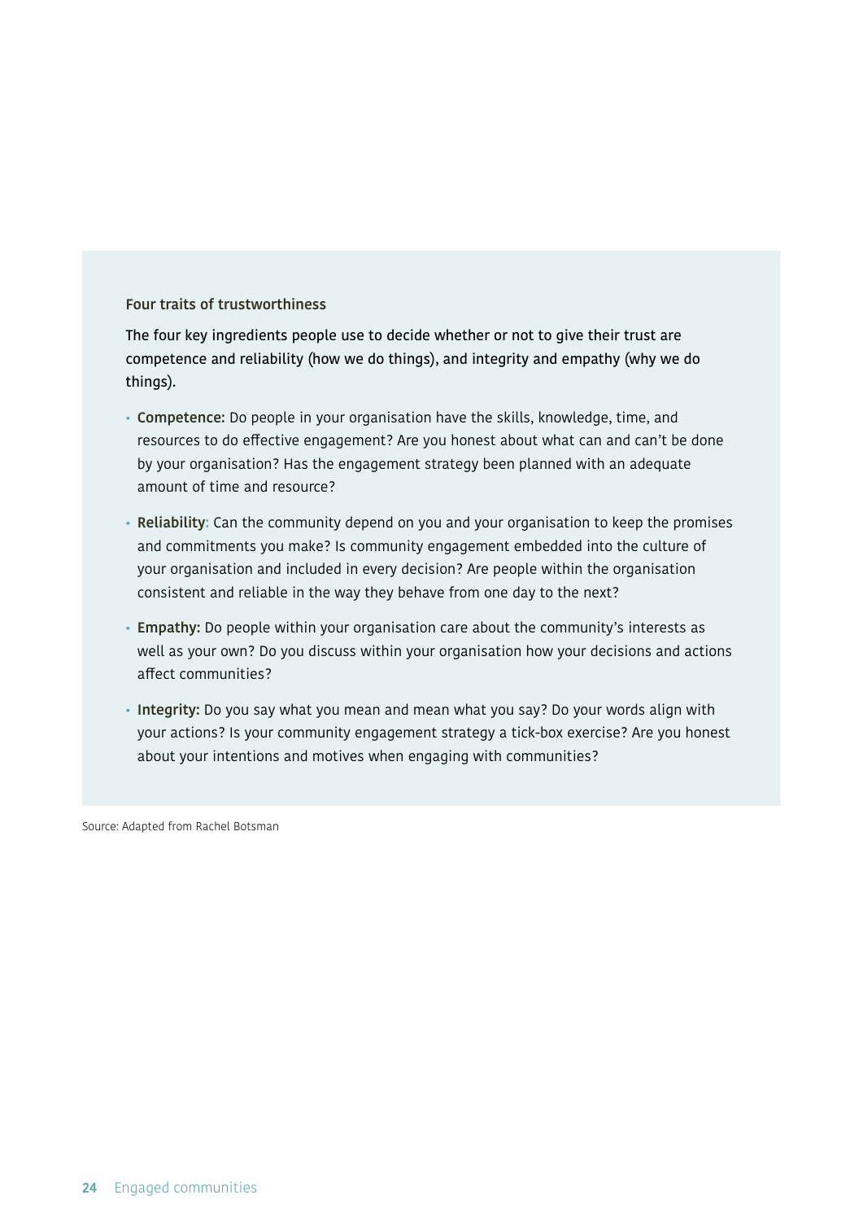### Four traits of trustworthiness

The four key ingredients people use to decide whether or not to give their trust are competence and reliability (how we do things), and integrity and empathy (why we do things).

- **Competence:** Do people in your organisation have the skills, knowledge, time, and resources to do effective engagement? Are you honest about what can and can't be done by your organisation? Has the engagement strategy been planned with an adequate amount of time and resource?
- **Reliability**: Can the community depend on you and your organisation to keep the promises and commitments you make? Is community engagement embedded into the culture of your organisation and included in every decision? Are people within the organisation consistent and reliable in the way they behave from one day to the next?
- **Empathy:** Do people within your organisation care about the community's interests as well as your own? Do you discuss within your organisation how your decisions and actions affect communities?
- **Integrity:** Do you say what you mean and mean what you say? Do your words align with your actions? Is your community engagement strategy a tick-box exercise? Are you honest about your intentions and motives when engaging with communities?

Source: Adapted from Rachel Botsman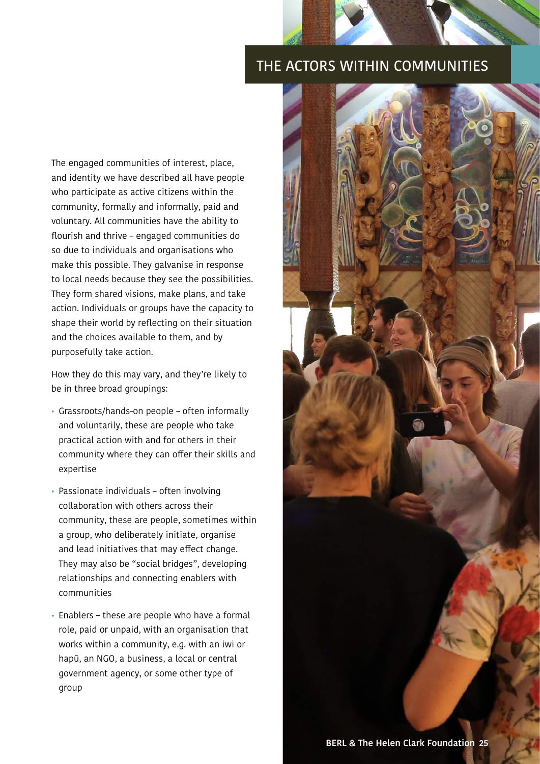## THE ACTORS WITHIN COMMUNITIES

The engaged communities of interest, place, and identity we have described all have people who participate as active citizens within the community, formally and informally, paid and voluntary. All communities have the ability to flourish and thrive – engaged communities do so due to individuals and organisations who make this possible. They galvanise in response to local needs because they see the possibilities. They form shared visions, make plans, and take action. Individuals or groups have the capacity to shape their world by reflecting on their situation and the choices available to them, and by purposefully take action.

How they do this may vary, and they're likely to be in three broad groupings:

- Grassroots/hands-on people – often informally and voluntarily, these are people who take practical action with and for others in their community where they can offer their skills and expertise
- Passionate individuals – often involving collaboration with others across their community, these are people, sometimes within a group, who deliberately initiate, organise and lead initiatives that may effect change. They may also be "social bridges", developing relationships and connecting enablers with communities
- Enablers – these are people who have a formal role, paid or unpaid, with an organisation that works within a community, e.g. with an iwi or hapū, an NGO, a business, a local or central government agency, or some other type of group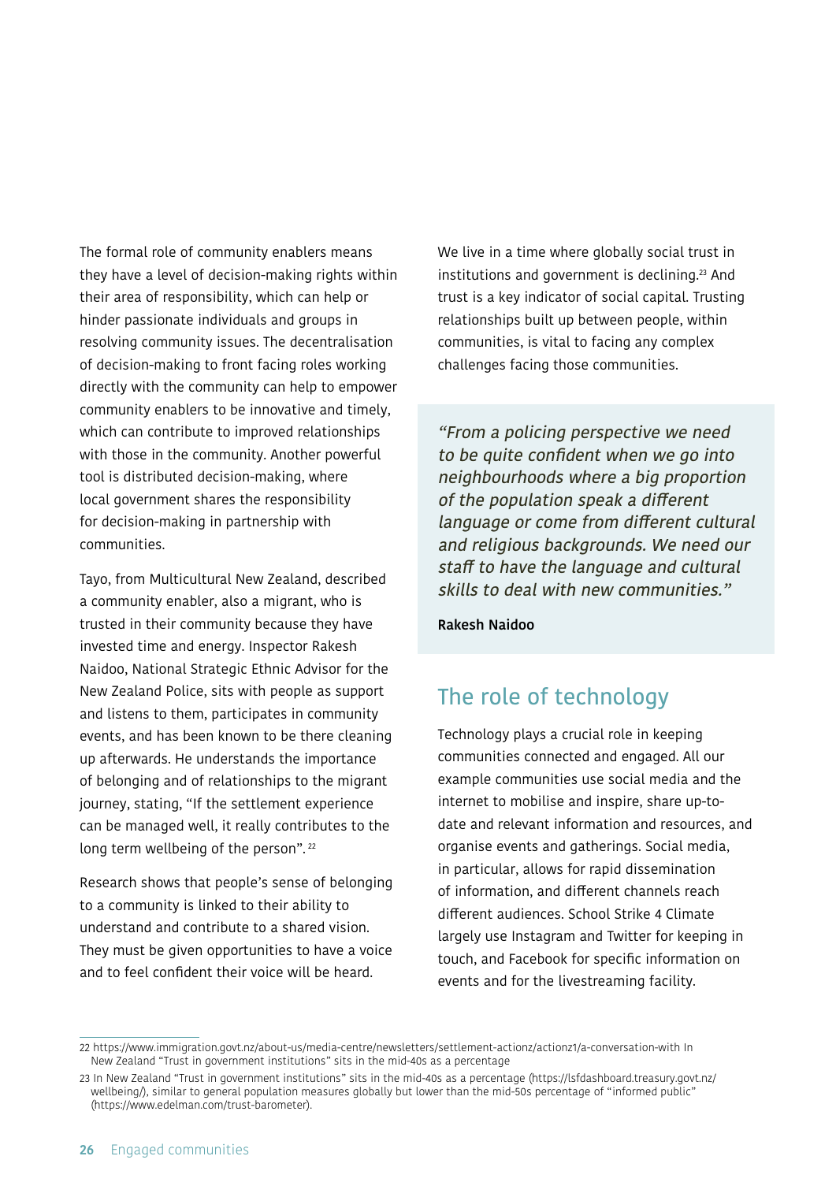The formal role of community enablers means they have a level of decision-making rights within their area of responsibility, which can help or hinder passionate individuals and groups in resolving community issues. The decentralisation of decision-making to front facing roles working directly with the community can help to empower community enablers to be innovative and timely, which can contribute to improved relationships with those in the community. Another powerful tool is distributed decision-making, where local government shares the responsibility for decision-making in partnership with communities.

Tayo, from Multicultural New Zealand, described a community enabler, also a migrant, who is trusted in their community because they have invested time and energy. Inspector Rakesh Naidoo, National Strategic Ethnic Advisor for the New Zealand Police, sits with people as support and listens to them, participates in community events, and has been known to be there cleaning up afterwards. He understands the importance of belonging and of relationships to the migrant journey, stating, "If the settlement experience can be managed well, it really contributes to the long term wellbeing of the person". [22]

Research shows that people's sense of belonging to a community is linked to their ability to understand and contribute to a shared vision. They must be given opportunities to have a voice and to feel confident their voice will be heard.

We live in a time where globally social trust in institutions and government is declining.[23] And trust is a key indicator of social capital. Trusting relationships built up between people, within communities, is vital to facing any complex challenges facing those communities.

> *"From a policing perspective we need to be quite confident when we go into neighbourhoods where a big proportion of the population speak a different language or come from different cultural and religious backgrounds. We need our staff to have the language and cultural skills to deal with new communities."*
>
> **Rakesh Naidoo**

## The role of technology

Technology plays a crucial role in keeping communities connected and engaged. All our example communities use social media and the internet to mobilise and inspire, share up-to-date and relevant information and resources, and organise events and gatherings. Social media, in particular, allows for rapid dissemination of information, and different channels reach different audiences. School Strike 4 Climate largely use Instagram and Twitter for keeping in touch, and Facebook for specific information on events and for the livestreaming facility.

---

22 https://www.immigration.govt.nz/about-us/media-centre/newsletters/settlement-actionz/actionz1/a-conversation-with In New Zealand "Trust in government institutions" sits in the mid-40s as a percentage

23 In New Zealand "Trust in government institutions" sits in the mid-40s as a percentage (https://lsfdashboard.treasury.govt.nz/wellbeing/), similar to general population measures globally but lower than the mid-50s percentage of "informed public" (https://www.edelman.com/trust-barometer).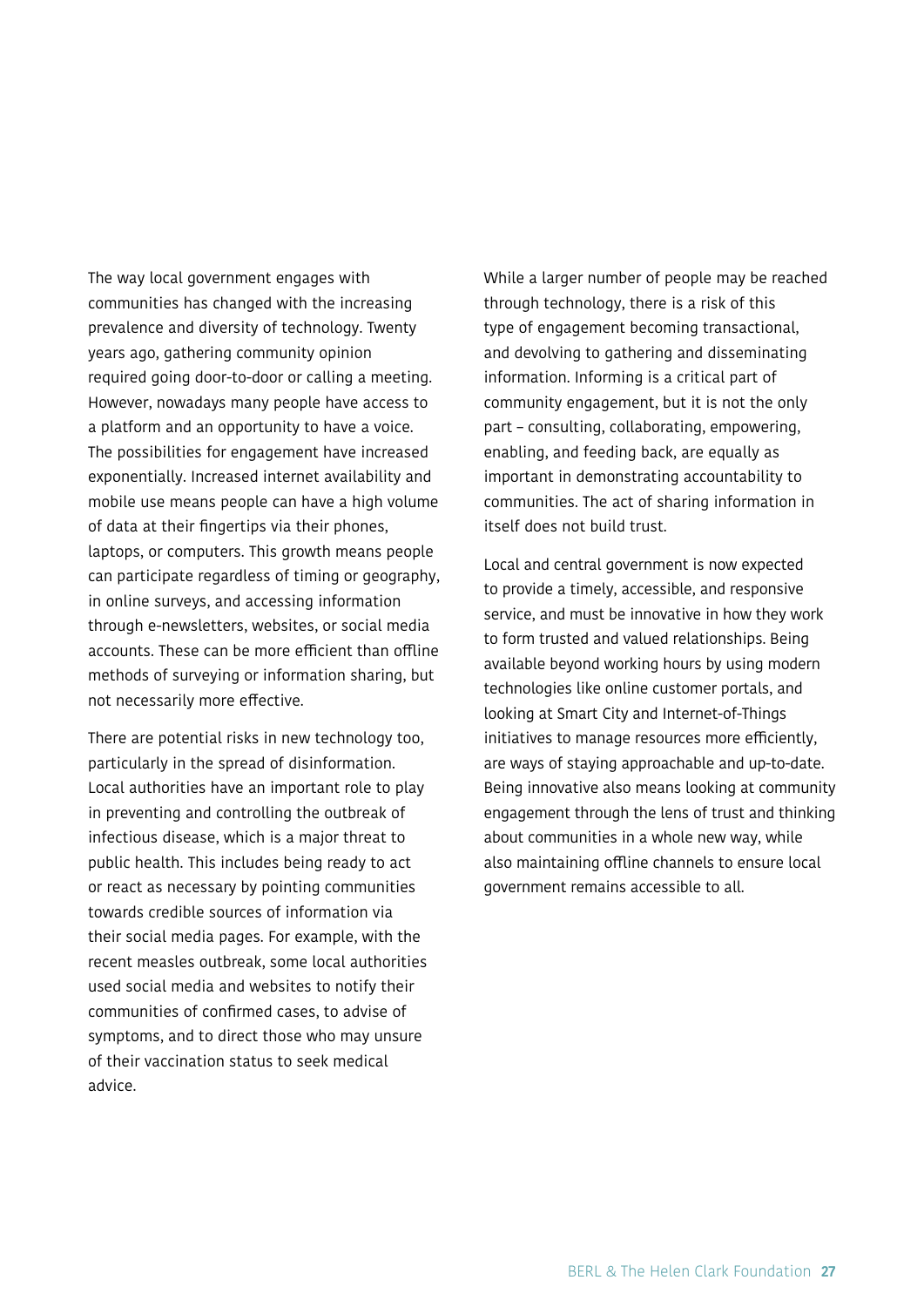The way local government engages with communities has changed with the increasing prevalence and diversity of technology. Twenty years ago, gathering community opinion required going door-to-door or calling a meeting. However, nowadays many people have access to a platform and an opportunity to have a voice. The possibilities for engagement have increased exponentially. Increased internet availability and mobile use means people can have a high volume of data at their fingertips via their phones, laptops, or computers. This growth means people can participate regardless of timing or geography, in online surveys, and accessing information through e-newsletters, websites, or social media accounts. These can be more efficient than offline methods of surveying or information sharing, but not necessarily more effective.

There are potential risks in new technology too, particularly in the spread of disinformation. Local authorities have an important role to play in preventing and controlling the outbreak of infectious disease, which is a major threat to public health. This includes being ready to act or react as necessary by pointing communities towards credible sources of information via their social media pages. For example, with the recent measles outbreak, some local authorities used social media and websites to notify their communities of confirmed cases, to advise of symptoms, and to direct those who may unsure of their vaccination status to seek medical advice.

While a larger number of people may be reached through technology, there is a risk of this type of engagement becoming transactional, and devolving to gathering and disseminating information. Informing is a critical part of community engagement, but it is not the only part – consulting, collaborating, empowering, enabling, and feeding back, are equally as important in demonstrating accountability to communities. The act of sharing information in itself does not build trust.

Local and central government is now expected to provide a timely, accessible, and responsive service, and must be innovative in how they work to form trusted and valued relationships. Being available beyond working hours by using modern technologies like online customer portals, and looking at Smart City and Internet-of-Things initiatives to manage resources more efficiently, are ways of staying approachable and up-to-date. Being innovative also means looking at community engagement through the lens of trust and thinking about communities in a whole new way, while also maintaining offline channels to ensure local government remains accessible to all.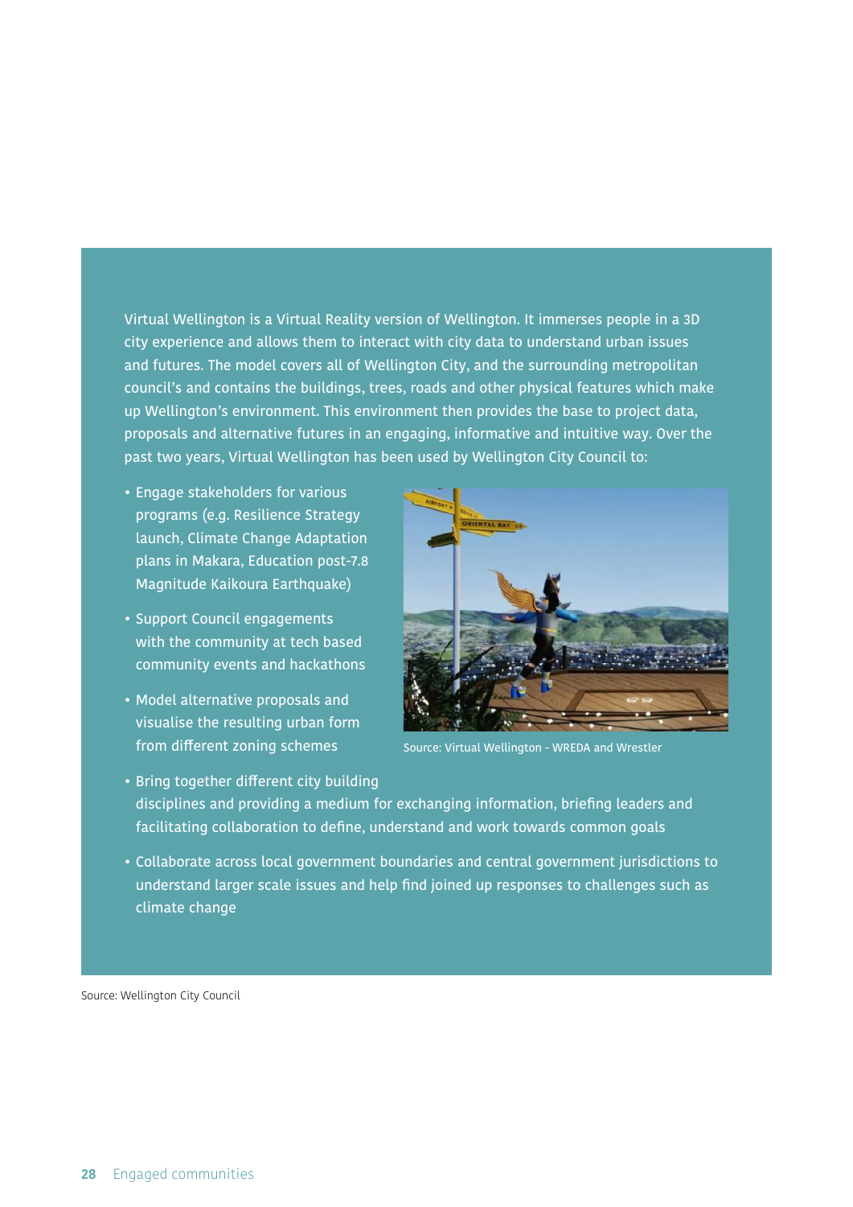Virtual Wellington is a Virtual Reality version of Wellington. It immerses people in a 3D city experience and allows them to interact with city data to understand urban issues and futures. The model covers all of Wellington City, and the surrounding metropolitan council's and contains the buildings, trees, roads and other physical features which make up Wellington's environment. This environment then provides the base to project data, proposals and alternative futures in an engaging, informative and intuitive way. Over the past two years, Virtual Wellington has been used by Wellington City Council to:

- Engage stakeholders for various programs (e.g. Resilience Strategy launch, Climate Change Adaptation plans in Makara, Education post-7.8 Magnitude Kaikoura Earthquake)
- Support Council engagements with the community at tech based community events and hackathons
- Model alternative proposals and visualise the resulting urban form from different zoning schemes
- Bring together different city building disciplines and providing a medium for exchanging information, briefing leaders and facilitating collaboration to define, understand and work towards common goals
- Collaborate across local government boundaries and central government jurisdictions to understand larger scale issues and help find joined up responses to challenges such as climate change

Source: Virtual Wellington - WREDA and Wrestler

Source: Wellington City Council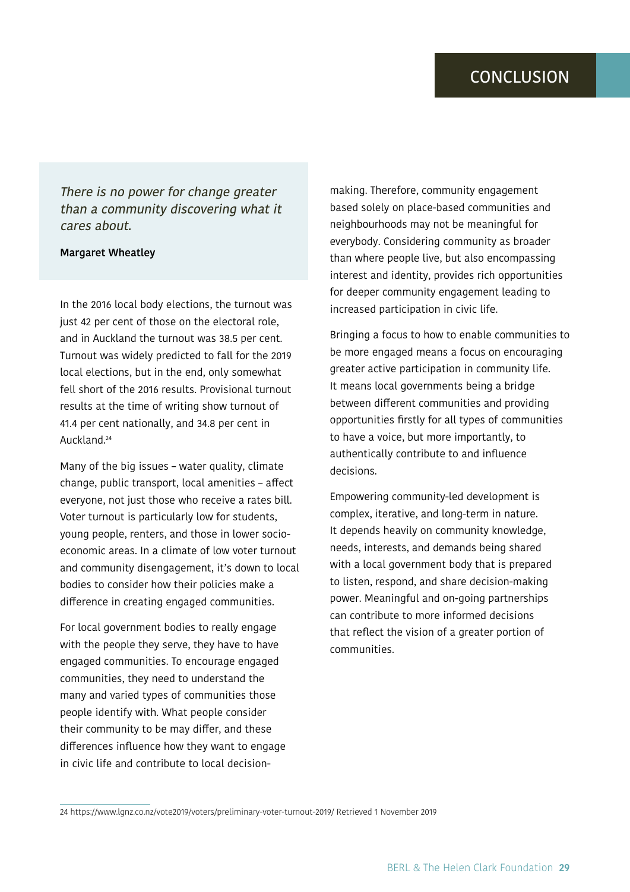# CONCLUSION

> *There is no power for change greater than a community discovering what it cares about.*
>
> **Margaret Wheatley**

In the 2016 local body elections, the turnout was just 42 per cent of those on the electoral role, and in Auckland the turnout was 38.5 per cent. Turnout was widely predicted to fall for the 2019 local elections, but in the end, only somewhat fell short of the 2016 results. Provisional turnout results at the time of writing show turnout of 41.4 per cent nationally, and 34.8 per cent in Auckland.[24]

Many of the big issues – water quality, climate change, public transport, local amenities – affect everyone, not just those who receive a rates bill. Voter turnout is particularly low for students, young people, renters, and those in lower socio-economic areas. In a climate of low voter turnout and community disengagement, it's down to local bodies to consider how their policies make a difference in creating engaged communities.

For local government bodies to really engage with the people they serve, they have to have engaged communities. To encourage engaged communities, they need to understand the many and varied types of communities those people identify with. What people consider their community to be may differ, and these differences influence how they want to engage in civic life and contribute to local decision-making. Therefore, community engagement based solely on place-based communities and neighbourhoods may not be meaningful for everybody. Considering community as broader than where people live, but also encompassing interest and identity, provides rich opportunities for deeper community engagement leading to increased participation in civic life.

Bringing a focus to how to enable communities to be more engaged means a focus on encouraging greater active participation in community life. It means local governments being a bridge between different communities and providing opportunities firstly for all types of communities to have a voice, but more importantly, to authentically contribute to and influence decisions.

Empowering community-led development is complex, iterative, and long-term in nature. It depends heavily on community knowledge, needs, interests, and demands being shared with a local government body that is prepared to listen, respond, and share decision-making power. Meaningful and on-going partnerships can contribute to more informed decisions that reflect the vision of a greater portion of communities.

---

24 https://www.lgnz.co.nz/vote2019/voters/preliminary-voter-turnout-2019/ Retrieved 1 November 2019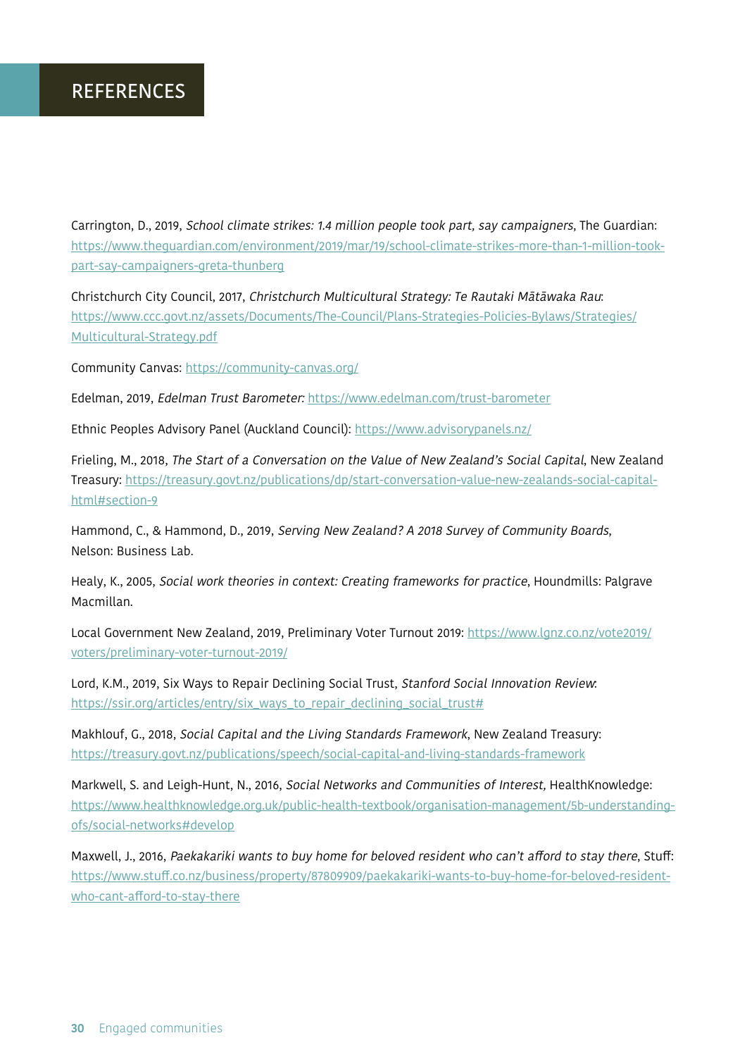# REFERENCES

Carrington, D., 2019, *School climate strikes: 1.4 million people took part, say campaigners*, The Guardian: https://www.theguardian.com/environment/2019/mar/19/school-climate-strikes-more-than-1-million-took-part-say-campaigners-greta-thunberg

Christchurch City Council, 2017, *Christchurch Multicultural Strategy: Te Rautaki Mātāwaka Rau*: https://www.ccc.govt.nz/assets/Documents/The-Council/Plans-Strategies-Policies-Bylaws/Strategies/Multicultural-Strategy.pdf

Community Canvas: https://community-canvas.org/

Edelman, 2019, *Edelman Trust Barometer:* https://www.edelman.com/trust-barometer

Ethnic Peoples Advisory Panel (Auckland Council): https://www.advisorypanels.nz/

Frieling, M., 2018, *The Start of a Conversation on the Value of New Zealand's Social Capital*, New Zealand Treasury: https://treasury.govt.nz/publications/dp/start-conversation-value-new-zealands-social-capital-html#section-9

Hammond, C., & Hammond, D., 2019, *Serving New Zealand? A 2018 Survey of Community Boards*, Nelson: Business Lab.

Healy, K., 2005, *Social work theories in context: Creating frameworks for practice*, Houndmills: Palgrave Macmillan.

Local Government New Zealand, 2019, Preliminary Voter Turnout 2019: https://www.lgnz.co.nz/vote2019/voters/preliminary-voter-turnout-2019/

Lord, K.M., 2019, Six Ways to Repair Declining Social Trust, *Stanford Social Innovation Review*: https://ssir.org/articles/entry/six_ways_to_repair_declining_social_trust#

Makhlouf, G., 2018, *Social Capital and the Living Standards Framework*, New Zealand Treasury: https://treasury.govt.nz/publications/speech/social-capital-and-living-standards-framework

Markwell, S. and Leigh-Hunt, N., 2016, *Social Networks and Communities of Interest*, HealthKnowledge: https://www.healthknowledge.org.uk/public-health-textbook/organisation-management/5b-understanding-ofs/social-networks#develop

Maxwell, J., 2016, *Paekakariki wants to buy home for beloved resident who can't afford to stay there*, Stuff: https://www.stuff.co.nz/business/property/87809909/paekakariki-wants-to-buy-home-for-beloved-resident-who-cant-afford-to-stay-there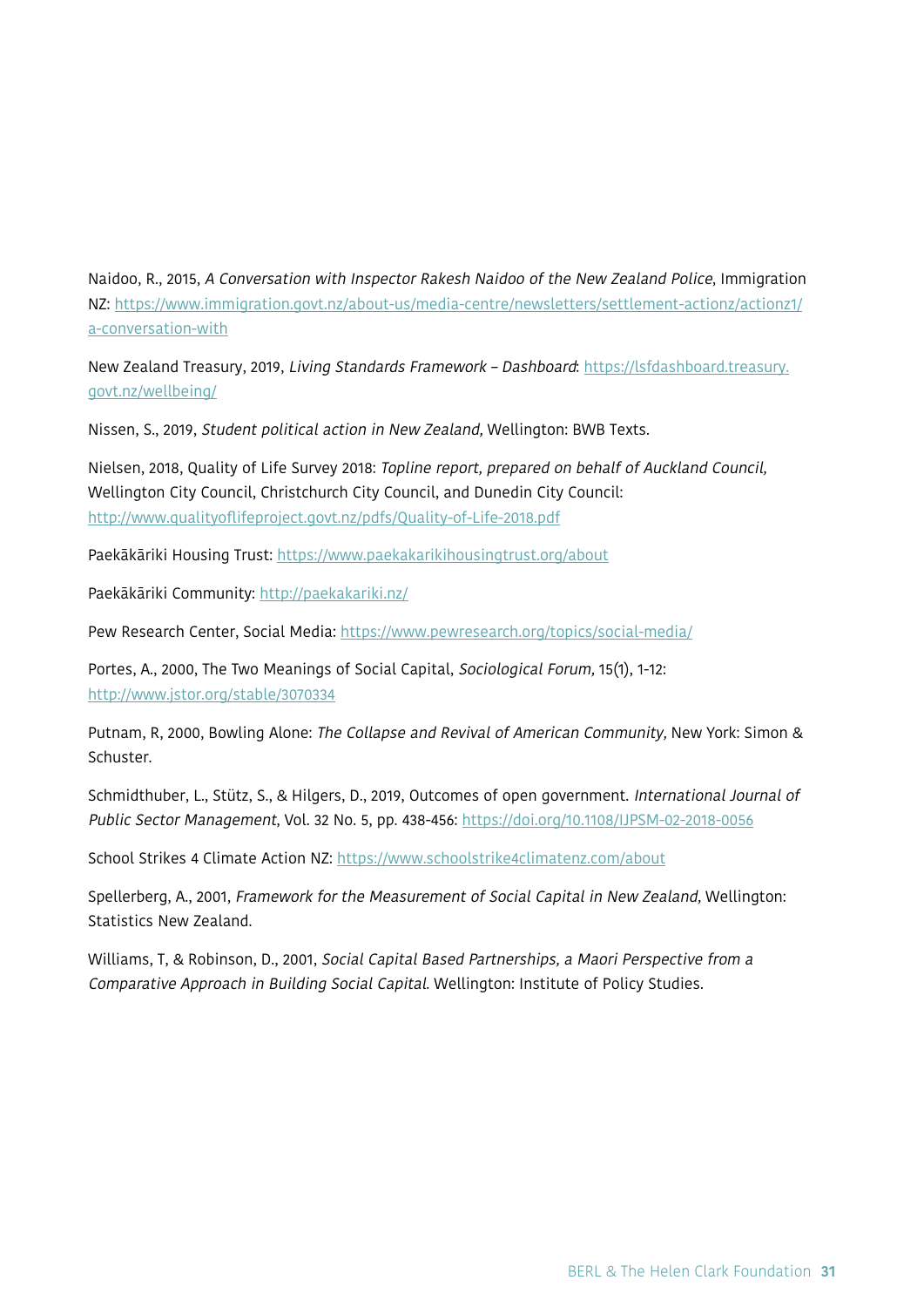Naidoo, R., 2015, *A Conversation with Inspector Rakesh Naidoo of the New Zealand Police*, Immigration NZ: https://www.immigration.govt.nz/about-us/media-centre/newsletters/settlement-actionz/actionz1/a-conversation-with

New Zealand Treasury, 2019, *Living Standards Framework – Dashboard*: https://lsfdashboard.treasury.govt.nz/wellbeing/

Nissen, S., 2019, *Student political action in New Zealand,* Wellington: BWB Texts.

Nielsen, 2018, Quality of Life Survey 2018: *Topline report, prepared on behalf of Auckland Council,* Wellington City Council, Christchurch City Council, and Dunedin City Council: http://www.qualityoflifeproject.govt.nz/pdfs/Quality-of-Life-2018.pdf

Paekākāriki Housing Trust: https://www.paekakarikihousingtrust.org/about

Paekākāriki Community: http://paekakariki.nz/

Pew Research Center, Social Media: https://www.pewresearch.org/topics/social-media/

Portes, A., 2000, The Two Meanings of Social Capital, *Sociological Forum,* 15(1), 1-12: http://www.jstor.org/stable/3070334

Putnam, R, 2000, Bowling Alone: *The Collapse and Revival of American Community,* New York: Simon & Schuster.

Schmidthuber, L., Stütz, S., & Hilgers, D., 2019, Outcomes of open government. *International Journal of Public Sector Management*, Vol. 32 No. 5, pp. 438-456: https://doi.org/10.1108/IJPSM-02-2018-0056

School Strikes 4 Climate Action NZ: https://www.schoolstrike4climatenz.com/about

Spellerberg, A., 2001, *Framework for the Measurement of Social Capital in New Zealand,* Wellington: Statistics New Zealand.

Williams, T, & Robinson, D., 2001, *Social Capital Based Partnerships, a Maori Perspective from a Comparative Approach in Building Social Capital.* Wellington: Institute of Policy Studies.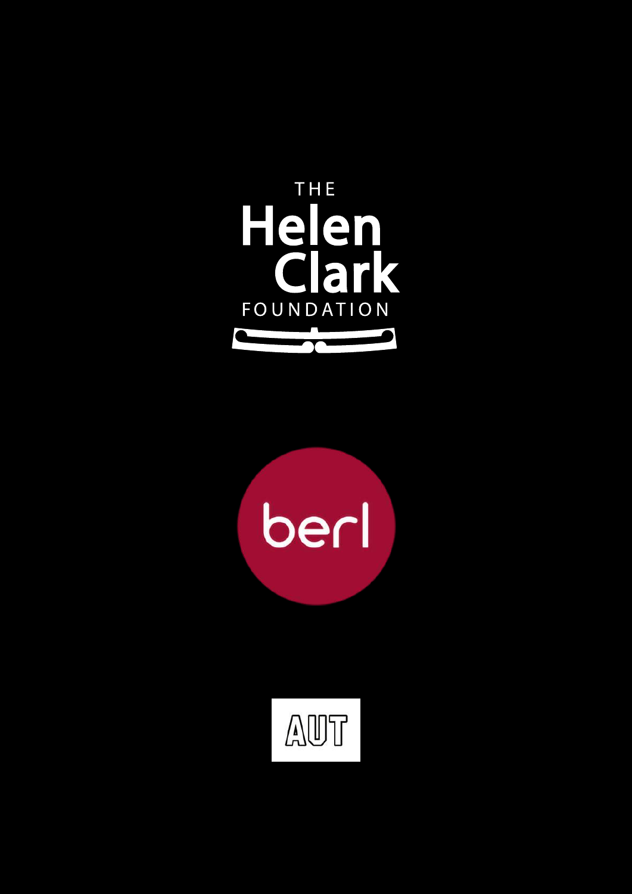THE
Helen
Clark
FOUNDATION

berl

AUT